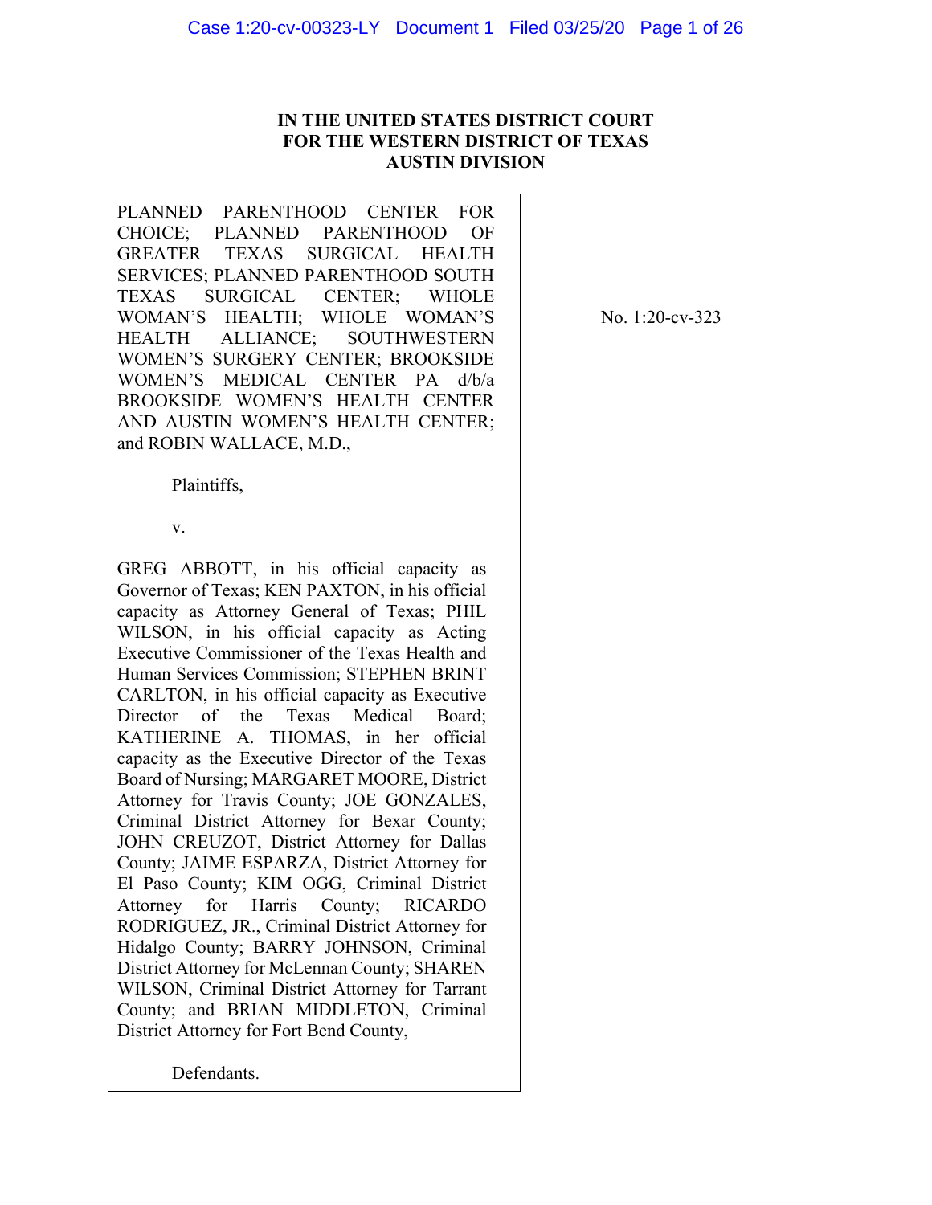**IN THE UNITED STATES DISTRICT COURT**
**FOR THE WESTERN DISTRICT OF TEXAS**
**AUSTIN DIVISION**

PLANNED PARENTHOOD CENTER FOR CHOICE; PLANNED PARENTHOOD OF GREATER TEXAS SURGICAL HEALTH SERVICES; PLANNED PARENTHOOD SOUTH TEXAS SURGICAL CENTER; WHOLE WOMAN'S HEALTH; WHOLE WOMAN'S HEALTH ALLIANCE; SOUTHWESTERN WOMEN'S SURGERY CENTER; BROOKSIDE WOMEN'S MEDICAL CENTER PA d/b/a BROOKSIDE WOMEN'S HEALTH CENTER AND AUSTIN WOMEN'S HEALTH CENTER; and ROBIN WALLACE, M.D.,

Plaintiffs,

v.

GREG ABBOTT, in his official capacity as Governor of Texas; KEN PAXTON, in his official capacity as Attorney General of Texas; PHIL WILSON, in his official capacity as Acting Executive Commissioner of the Texas Health and Human Services Commission; STEPHEN BRINT CARLTON, in his official capacity as Executive Director of the Texas Medical Board; KATHERINE A. THOMAS, in her official capacity as the Executive Director of the Texas Board of Nursing; MARGARET MOORE, District Attorney for Travis County; JOE GONZALES, Criminal District Attorney for Bexar County; JOHN CREUZOT, District Attorney for Dallas County; JAIME ESPARZA, District Attorney for El Paso County; KIM OGG, Criminal District Attorney for Harris County; RICARDO RODRIGUEZ, JR., Criminal District Attorney for Hidalgo County; BARRY JOHNSON, Criminal District Attorney for McLennan County; SHAREN WILSON, Criminal District Attorney for Tarrant County; and BRIAN MIDDLETON, Criminal District Attorney for Fort Bend County,

Defendants.

No. 1:20-cv-323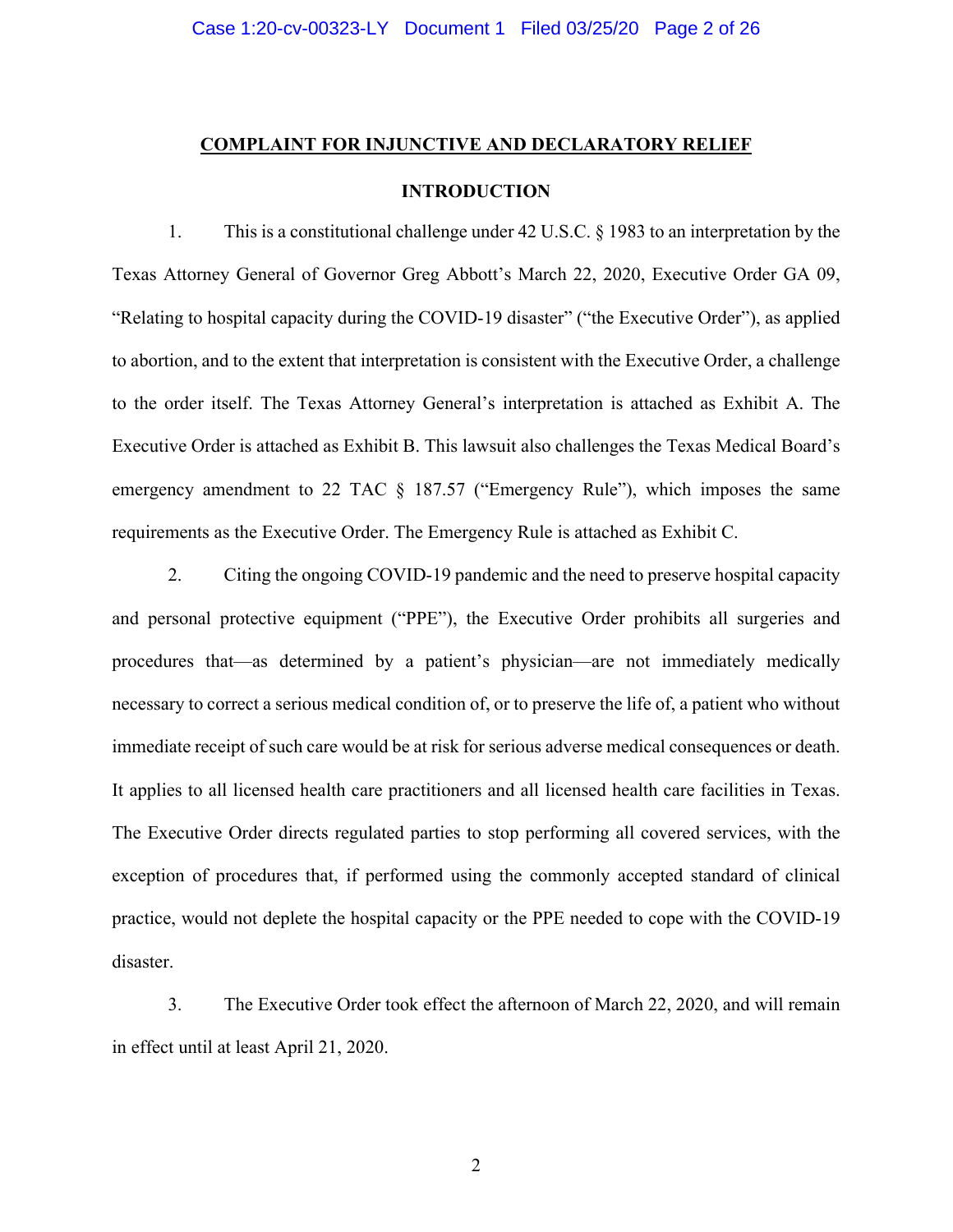## COMPLAINT FOR INJUNCTIVE AND DECLARATORY RELIEF

### INTRODUCTION

1. This is a constitutional challenge under 42 U.S.C. § 1983 to an interpretation by the Texas Attorney General of Governor Greg Abbott's March 22, 2020, Executive Order GA 09, "Relating to hospital capacity during the COVID-19 disaster" ("the Executive Order"), as applied to abortion, and to the extent that interpretation is consistent with the Executive Order, a challenge to the order itself. The Texas Attorney General's interpretation is attached as Exhibit A. The Executive Order is attached as Exhibit B. This lawsuit also challenges the Texas Medical Board's emergency amendment to 22 TAC § 187.57 ("Emergency Rule"), which imposes the same requirements as the Executive Order. The Emergency Rule is attached as Exhibit C.

2. Citing the ongoing COVID-19 pandemic and the need to preserve hospital capacity and personal protective equipment ("PPE"), the Executive Order prohibits all surgeries and procedures that—as determined by a patient's physician—are not immediately medically necessary to correct a serious medical condition of, or to preserve the life of, a patient who without immediate receipt of such care would be at risk for serious adverse medical consequences or death. It applies to all licensed health care practitioners and all licensed health care facilities in Texas. The Executive Order directs regulated parties to stop performing all covered services, with the exception of procedures that, if performed using the commonly accepted standard of clinical practice, would not deplete the hospital capacity or the PPE needed to cope with the COVID-19 disaster.

3. The Executive Order took effect the afternoon of March 22, 2020, and will remain in effect until at least April 21, 2020.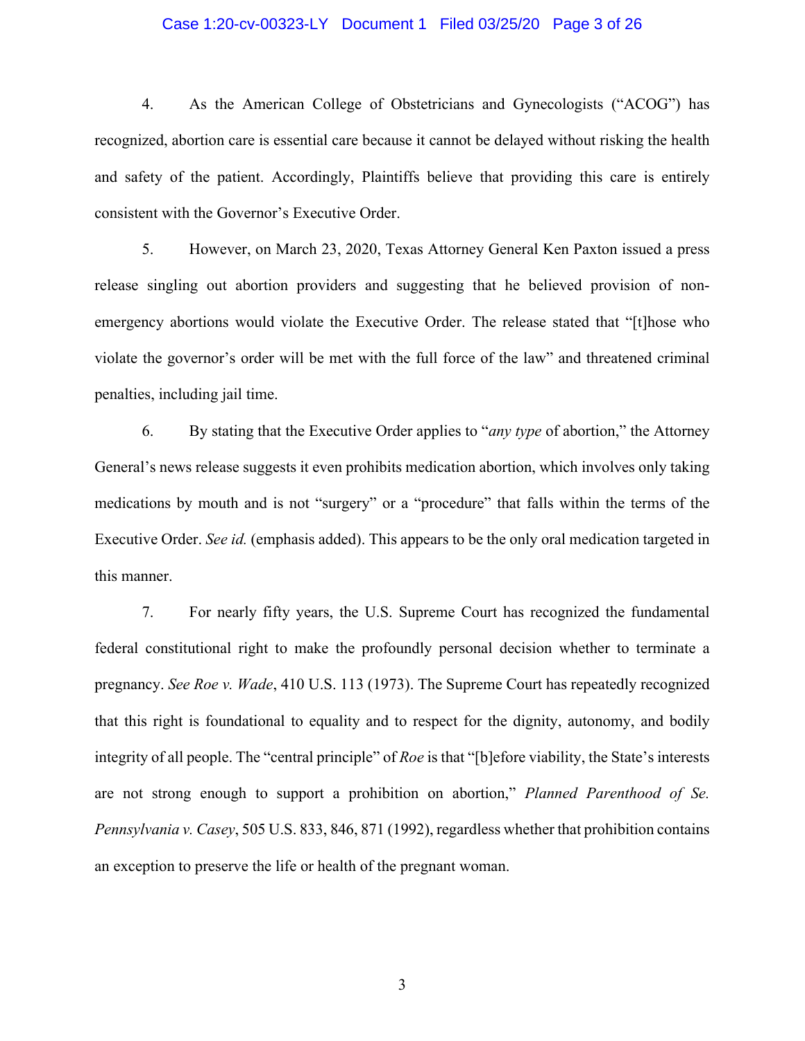4. As the American College of Obstetricians and Gynecologists ("ACOG") has recognized, abortion care is essential care because it cannot be delayed without risking the health and safety of the patient. Accordingly, Plaintiffs believe that providing this care is entirely consistent with the Governor's Executive Order.

5. However, on March 23, 2020, Texas Attorney General Ken Paxton issued a press release singling out abortion providers and suggesting that he believed provision of non-emergency abortions would violate the Executive Order. The release stated that "[t]hose who violate the governor's order will be met with the full force of the law" and threatened criminal penalties, including jail time.

6. By stating that the Executive Order applies to "*any type* of abortion," the Attorney General's news release suggests it even prohibits medication abortion, which involves only taking medications by mouth and is not "surgery" or a "procedure" that falls within the terms of the Executive Order. *See id.* (emphasis added). This appears to be the only oral medication targeted in this manner.

7. For nearly fifty years, the U.S. Supreme Court has recognized the fundamental federal constitutional right to make the profoundly personal decision whether to terminate a pregnancy. *See Roe v. Wade*, 410 U.S. 113 (1973). The Supreme Court has repeatedly recognized that this right is foundational to equality and to respect for the dignity, autonomy, and bodily integrity of all people. The "central principle" of *Roe* is that "[b]efore viability, the State's interests are not strong enough to support a prohibition on abortion," *Planned Parenthood of Se. Pennsylvania v. Casey*, 505 U.S. 833, 846, 871 (1992), regardless whether that prohibition contains an exception to preserve the life or health of the pregnant woman.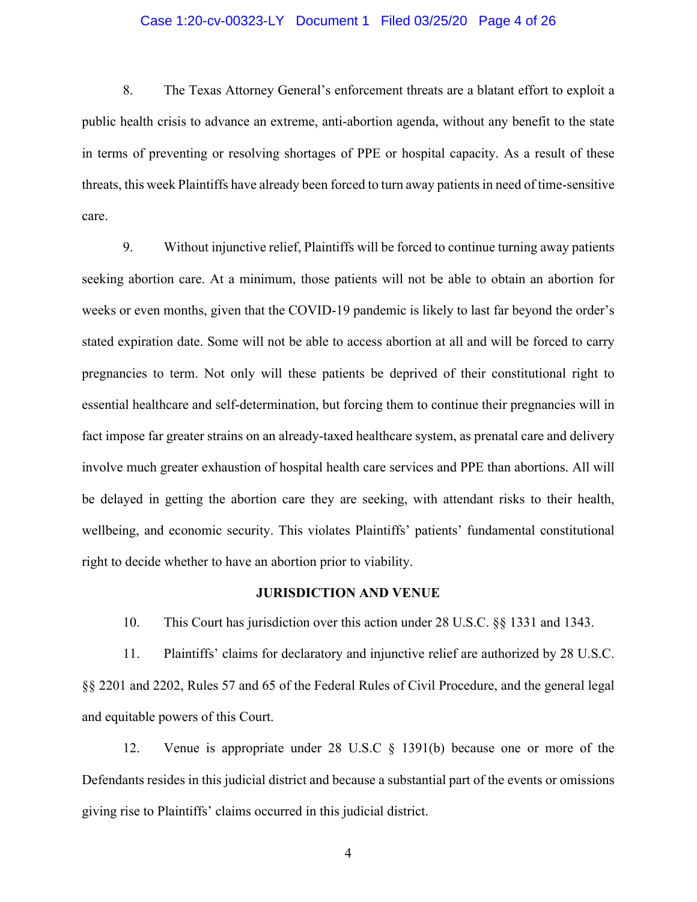8. The Texas Attorney General's enforcement threats are a blatant effort to exploit a public health crisis to advance an extreme, anti-abortion agenda, without any benefit to the state in terms of preventing or resolving shortages of PPE or hospital capacity. As a result of these threats, this week Plaintiffs have already been forced to turn away patients in need of time-sensitive care.

9. Without injunctive relief, Plaintiffs will be forced to continue turning away patients seeking abortion care. At a minimum, those patients will not be able to obtain an abortion for weeks or even months, given that the COVID-19 pandemic is likely to last far beyond the order's stated expiration date. Some will not be able to access abortion at all and will be forced to carry pregnancies to term. Not only will these patients be deprived of their constitutional right to essential healthcare and self-determination, but forcing them to continue their pregnancies will in fact impose far greater strains on an already-taxed healthcare system, as prenatal care and delivery involve much greater exhaustion of hospital health care services and PPE than abortions. All will be delayed in getting the abortion care they are seeking, with attendant risks to their health, wellbeing, and economic security. This violates Plaintiffs' patients' fundamental constitutional right to decide whether to have an abortion prior to viability.

## JURISDICTION AND VENUE

10. This Court has jurisdiction over this action under 28 U.S.C. §§ 1331 and 1343.

11. Plaintiffs' claims for declaratory and injunctive relief are authorized by 28 U.S.C. §§ 2201 and 2202, Rules 57 and 65 of the Federal Rules of Civil Procedure, and the general legal and equitable powers of this Court.

12. Venue is appropriate under 28 U.S.C § 1391(b) because one or more of the Defendants resides in this judicial district and because a substantial part of the events or omissions giving rise to Plaintiffs' claims occurred in this judicial district.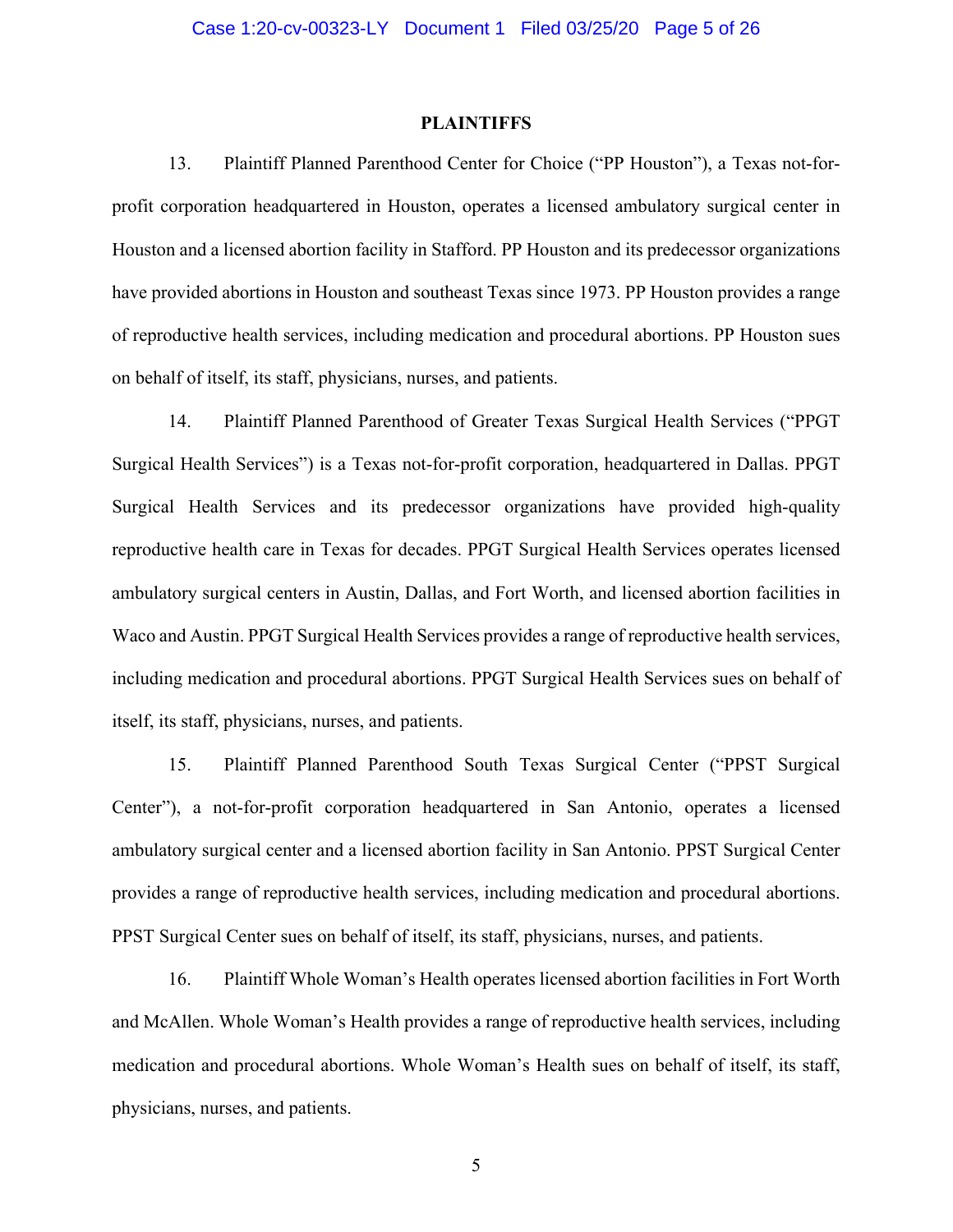## PLAINTIFFS

13. Plaintiff Planned Parenthood Center for Choice ("PP Houston"), a Texas not-for-profit corporation headquartered in Houston, operates a licensed ambulatory surgical center in Houston and a licensed abortion facility in Stafford. PP Houston and its predecessor organizations have provided abortions in Houston and southeast Texas since 1973. PP Houston provides a range of reproductive health services, including medication and procedural abortions. PP Houston sues on behalf of itself, its staff, physicians, nurses, and patients.

14. Plaintiff Planned Parenthood of Greater Texas Surgical Health Services ("PPGT Surgical Health Services") is a Texas not-for-profit corporation, headquartered in Dallas. PPGT Surgical Health Services and its predecessor organizations have provided high-quality reproductive health care in Texas for decades. PPGT Surgical Health Services operates licensed ambulatory surgical centers in Austin, Dallas, and Fort Worth, and licensed abortion facilities in Waco and Austin. PPGT Surgical Health Services provides a range of reproductive health services, including medication and procedural abortions. PPGT Surgical Health Services sues on behalf of itself, its staff, physicians, nurses, and patients.

15. Plaintiff Planned Parenthood South Texas Surgical Center ("PPST Surgical Center"), a not-for-profit corporation headquartered in San Antonio, operates a licensed ambulatory surgical center and a licensed abortion facility in San Antonio. PPST Surgical Center provides a range of reproductive health services, including medication and procedural abortions. PPST Surgical Center sues on behalf of itself, its staff, physicians, nurses, and patients.

16. Plaintiff Whole Woman's Health operates licensed abortion facilities in Fort Worth and McAllen. Whole Woman's Health provides a range of reproductive health services, including medication and procedural abortions. Whole Woman's Health sues on behalf of itself, its staff, physicians, nurses, and patients.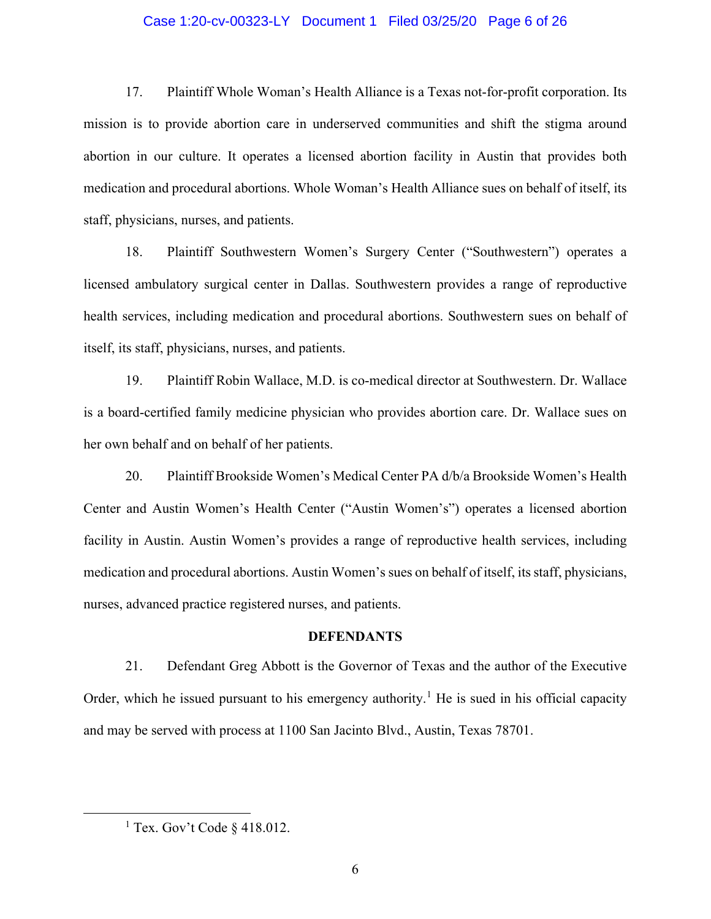17. Plaintiff Whole Woman's Health Alliance is a Texas not-for-profit corporation. Its mission is to provide abortion care in underserved communities and shift the stigma around abortion in our culture. It operates a licensed abortion facility in Austin that provides both medication and procedural abortions. Whole Woman's Health Alliance sues on behalf of itself, its staff, physicians, nurses, and patients.

18. Plaintiff Southwestern Women's Surgery Center ("Southwestern") operates a licensed ambulatory surgical center in Dallas. Southwestern provides a range of reproductive health services, including medication and procedural abortions. Southwestern sues on behalf of itself, its staff, physicians, nurses, and patients.

19. Plaintiff Robin Wallace, M.D. is co-medical director at Southwestern. Dr. Wallace is a board-certified family medicine physician who provides abortion care. Dr. Wallace sues on her own behalf and on behalf of her patients.

20. Plaintiff Brookside Women's Medical Center PA d/b/a Brookside Women's Health Center and Austin Women's Health Center ("Austin Women's") operates a licensed abortion facility in Austin. Austin Women's provides a range of reproductive health services, including medication and procedural abortions. Austin Women's sues on behalf of itself, its staff, physicians, nurses, advanced practice registered nurses, and patients.

**DEFENDANTS**

21. Defendant Greg Abbott is the Governor of Texas and the author of the Executive Order, which he issued pursuant to his emergency authority.[1] He is sued in his official capacity and may be served with process at 1100 San Jacinto Blvd., Austin, Texas 78701.

---

[1] Tex. Gov't Code § 418.012.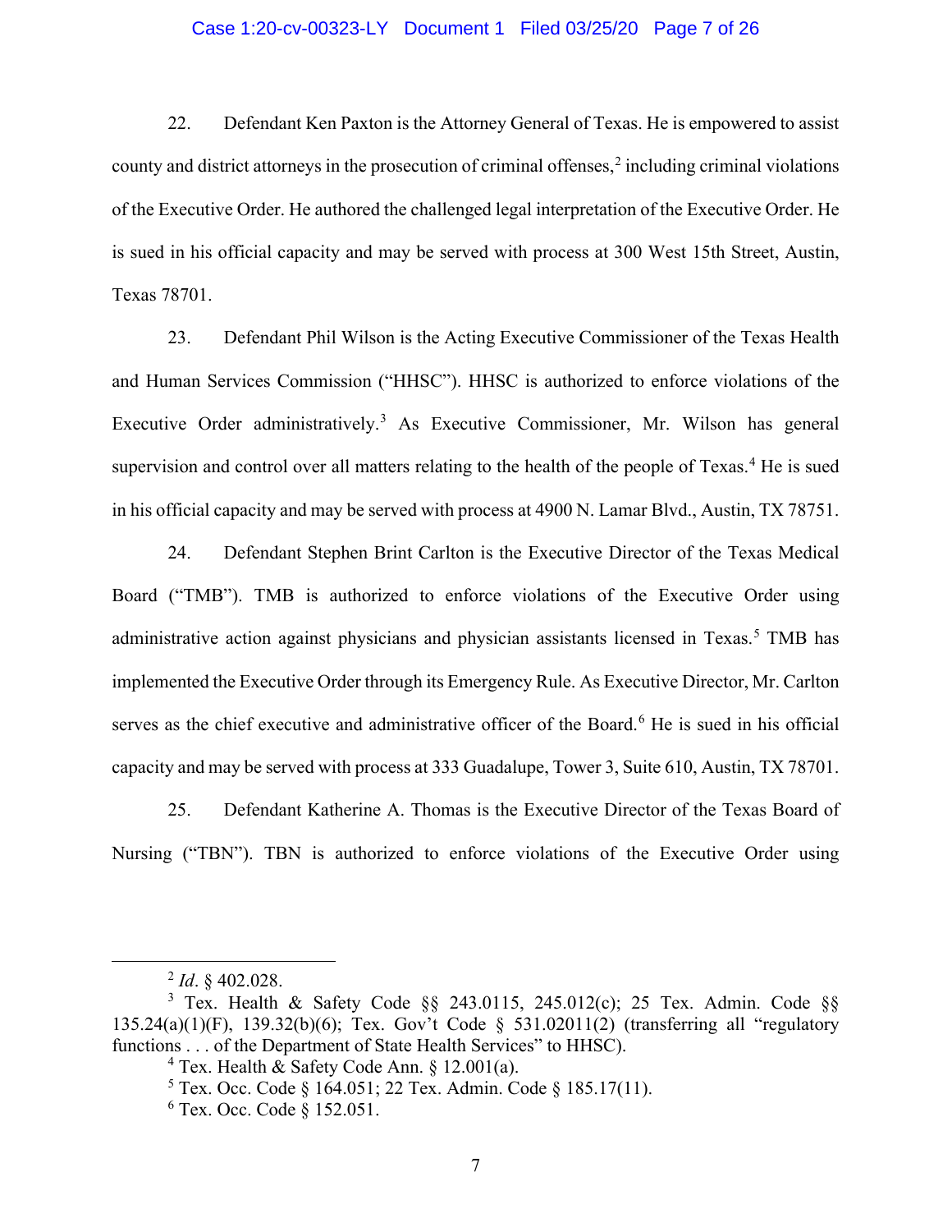22. Defendant Ken Paxton is the Attorney General of Texas. He is empowered to assist county and district attorneys in the prosecution of criminal offenses,[2] including criminal violations of the Executive Order. He authored the challenged legal interpretation of the Executive Order. He is sued in his official capacity and may be served with process at 300 West 15th Street, Austin, Texas 78701.

23. Defendant Phil Wilson is the Acting Executive Commissioner of the Texas Health and Human Services Commission ("HHSC"). HHSC is authorized to enforce violations of the Executive Order administratively.[3] As Executive Commissioner, Mr. Wilson has general supervision and control over all matters relating to the health of the people of Texas.[4] He is sued in his official capacity and may be served with process at 4900 N. Lamar Blvd., Austin, TX 78751.

24. Defendant Stephen Brint Carlton is the Executive Director of the Texas Medical Board ("TMB"). TMB is authorized to enforce violations of the Executive Order using administrative action against physicians and physician assistants licensed in Texas.[5] TMB has implemented the Executive Order through its Emergency Rule. As Executive Director, Mr. Carlton serves as the chief executive and administrative officer of the Board.[6] He is sued in his official capacity and may be served with process at 333 Guadalupe, Tower 3, Suite 610, Austin, TX 78701.

25. Defendant Katherine A. Thomas is the Executive Director of the Texas Board of Nursing ("TBN"). TBN is authorized to enforce violations of the Executive Order using

---

[2] *Id*. § 402.028.

[3] Tex. Health & Safety Code §§ 243.0115, 245.012(c); 25 Tex. Admin. Code §§ 135.24(a)(1)(F), 139.32(b)(6); Tex. Gov't Code § 531.02011(2) (transferring all "regulatory functions . . . of the Department of State Health Services" to HHSC).

[4] Tex. Health & Safety Code Ann. § 12.001(a).

[5] Tex. Occ. Code § 164.051; 22 Tex. Admin. Code § 185.17(11).

[6] Tex. Occ. Code § 152.051.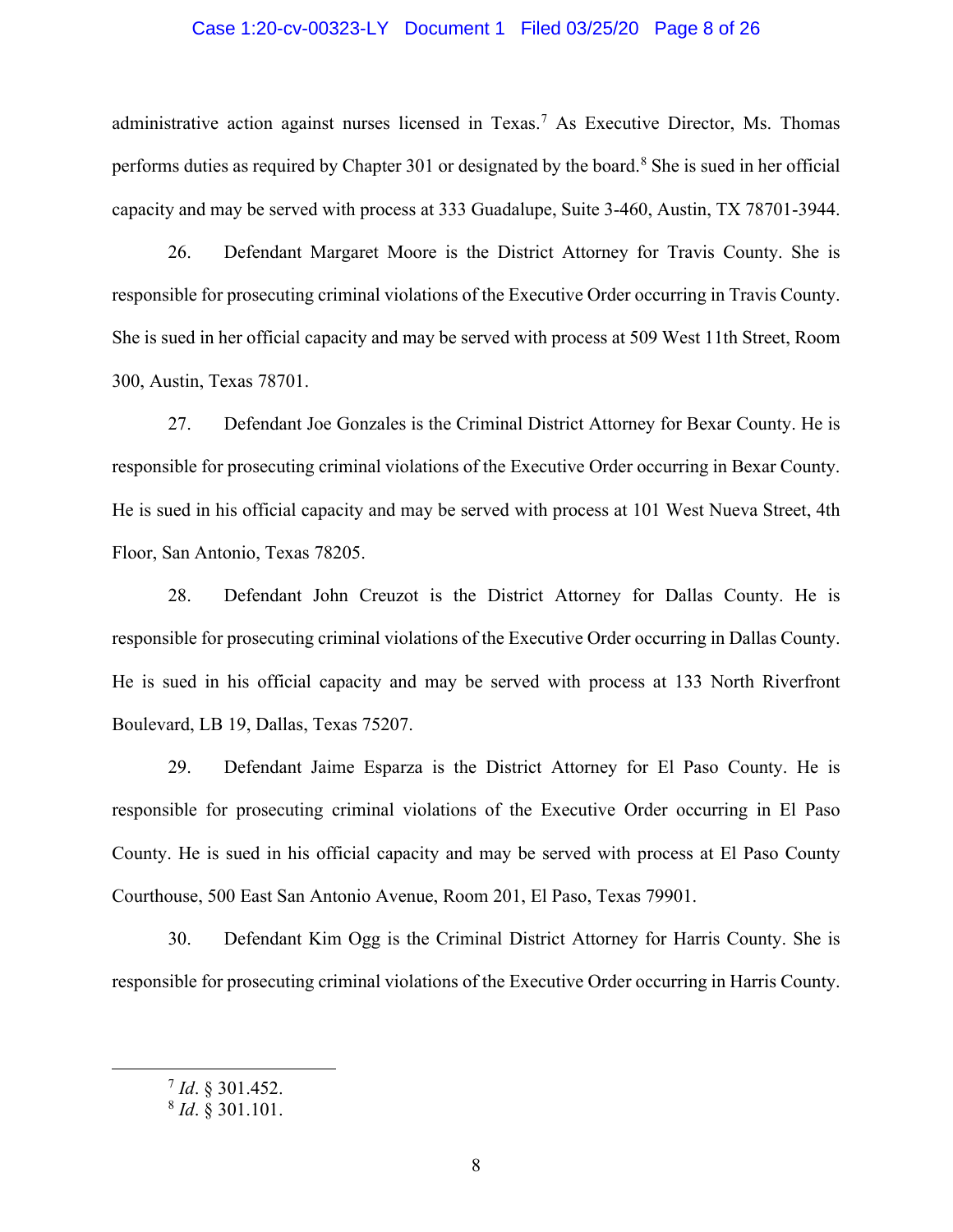administrative action against nurses licensed in Texas.[7] As Executive Director, Ms. Thomas performs duties as required by Chapter 301 or designated by the board.[8] She is sued in her official capacity and may be served with process at 333 Guadalupe, Suite 3-460, Austin, TX 78701-3944.

26. Defendant Margaret Moore is the District Attorney for Travis County. She is responsible for prosecuting criminal violations of the Executive Order occurring in Travis County. She is sued in her official capacity and may be served with process at 509 West 11th Street, Room 300, Austin, Texas 78701.

27. Defendant Joe Gonzales is the Criminal District Attorney for Bexar County. He is responsible for prosecuting criminal violations of the Executive Order occurring in Bexar County. He is sued in his official capacity and may be served with process at 101 West Nueva Street, 4th Floor, San Antonio, Texas 78205.

28. Defendant John Creuzot is the District Attorney for Dallas County. He is responsible for prosecuting criminal violations of the Executive Order occurring in Dallas County. He is sued in his official capacity and may be served with process at 133 North Riverfront Boulevard, LB 19, Dallas, Texas 75207.

29. Defendant Jaime Esparza is the District Attorney for El Paso County. He is responsible for prosecuting criminal violations of the Executive Order occurring in El Paso County. He is sued in his official capacity and may be served with process at El Paso County Courthouse, 500 East San Antonio Avenue, Room 201, El Paso, Texas 79901.

30. Defendant Kim Ogg is the Criminal District Attorney for Harris County. She is responsible for prosecuting criminal violations of the Executive Order occurring in Harris County.

---

[7] *Id*. § 301.452.

[8] *Id*. § 301.101.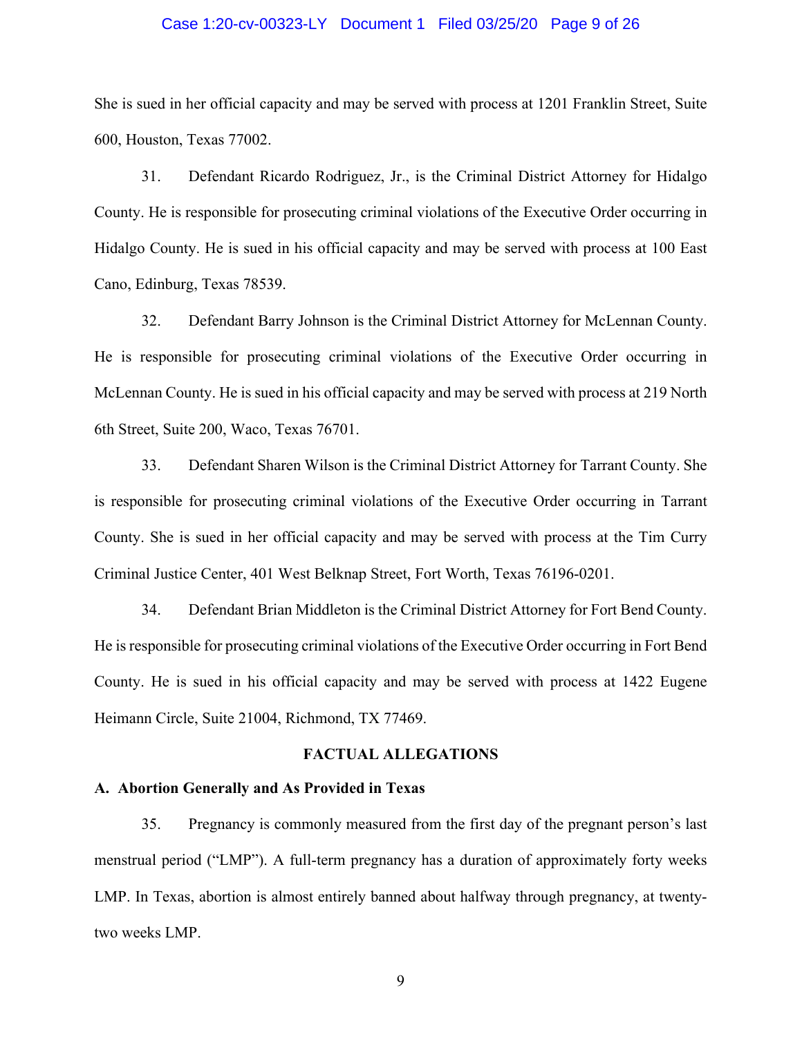She is sued in her official capacity and may be served with process at 1201 Franklin Street, Suite 600, Houston, Texas 77002.

31. Defendant Ricardo Rodriguez, Jr., is the Criminal District Attorney for Hidalgo County. He is responsible for prosecuting criminal violations of the Executive Order occurring in Hidalgo County. He is sued in his official capacity and may be served with process at 100 East Cano, Edinburg, Texas 78539.

32. Defendant Barry Johnson is the Criminal District Attorney for McLennan County. He is responsible for prosecuting criminal violations of the Executive Order occurring in McLennan County. He is sued in his official capacity and may be served with process at 219 North 6th Street, Suite 200, Waco, Texas 76701.

33. Defendant Sharen Wilson is the Criminal District Attorney for Tarrant County. She is responsible for prosecuting criminal violations of the Executive Order occurring in Tarrant County. She is sued in her official capacity and may be served with process at the Tim Curry Criminal Justice Center, 401 West Belknap Street, Fort Worth, Texas 76196-0201.

34. Defendant Brian Middleton is the Criminal District Attorney for Fort Bend County. He is responsible for prosecuting criminal violations of the Executive Order occurring in Fort Bend County. He is sued in his official capacity and may be served with process at 1422 Eugene Heimann Circle, Suite 21004, Richmond, TX 77469.

## FACTUAL ALLEGATIONS

### A. Abortion Generally and As Provided in Texas

35. Pregnancy is commonly measured from the first day of the pregnant person's last menstrual period ("LMP"). A full-term pregnancy has a duration of approximately forty weeks LMP. In Texas, abortion is almost entirely banned about halfway through pregnancy, at twenty-two weeks LMP.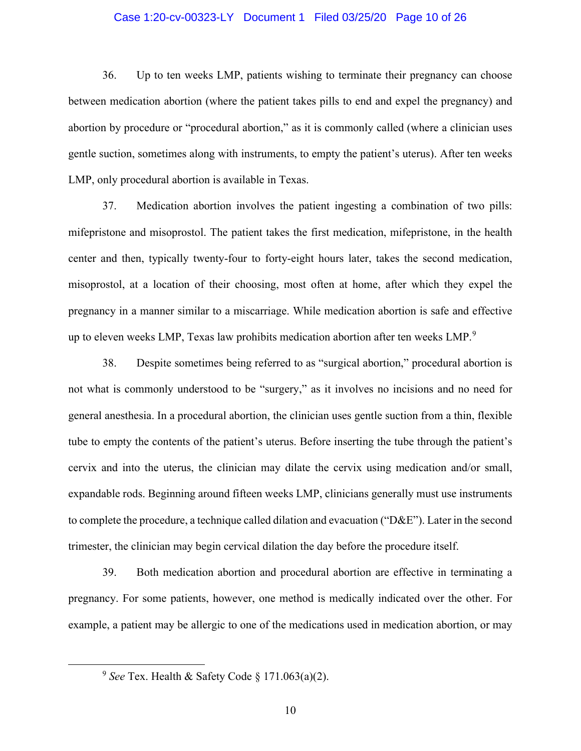36. Up to ten weeks LMP, patients wishing to terminate their pregnancy can choose between medication abortion (where the patient takes pills to end and expel the pregnancy) and abortion by procedure or "procedural abortion," as it is commonly called (where a clinician uses gentle suction, sometimes along with instruments, to empty the patient's uterus). After ten weeks LMP, only procedural abortion is available in Texas.

37. Medication abortion involves the patient ingesting a combination of two pills: mifepristone and misoprostol. The patient takes the first medication, mifepristone, in the health center and then, typically twenty-four to forty-eight hours later, takes the second medication, misoprostol, at a location of their choosing, most often at home, after which they expel the pregnancy in a manner similar to a miscarriage. While medication abortion is safe and effective up to eleven weeks LMP, Texas law prohibits medication abortion after ten weeks LMP.[9]

38. Despite sometimes being referred to as "surgical abortion," procedural abortion is not what is commonly understood to be "surgery," as it involves no incisions and no need for general anesthesia. In a procedural abortion, the clinician uses gentle suction from a thin, flexible tube to empty the contents of the patient's uterus. Before inserting the tube through the patient's cervix and into the uterus, the clinician may dilate the cervix using medication and/or small, expandable rods. Beginning around fifteen weeks LMP, clinicians generally must use instruments to complete the procedure, a technique called dilation and evacuation ("D&E"). Later in the second trimester, the clinician may begin cervical dilation the day before the procedure itself.

39. Both medication abortion and procedural abortion are effective in terminating a pregnancy. For some patients, however, one method is medically indicated over the other. For example, a patient may be allergic to one of the medications used in medication abortion, or may

---

[9] *See* Tex. Health & Safety Code § 171.063(a)(2).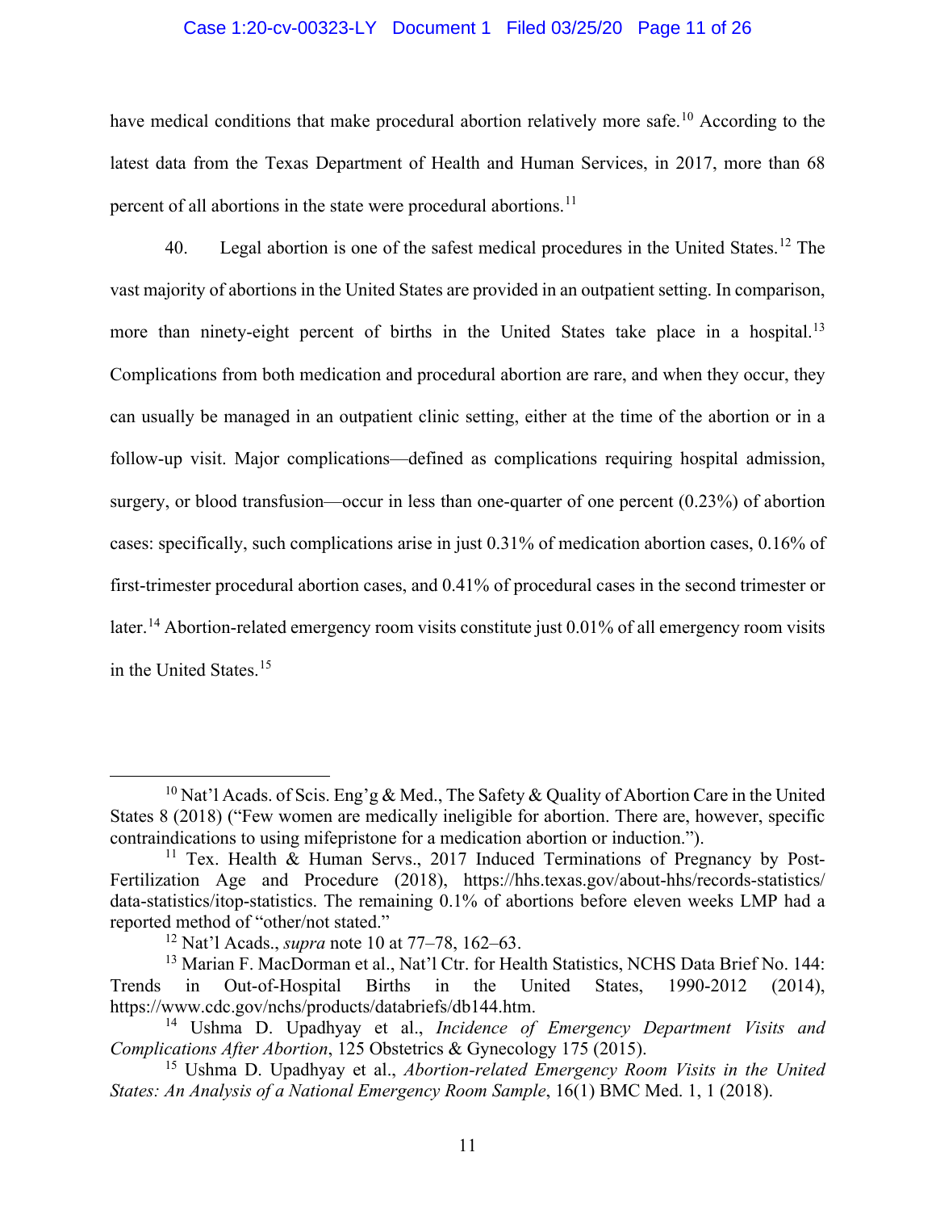have medical conditions that make procedural abortion relatively more safe.[10] According to the latest data from the Texas Department of Health and Human Services, in 2017, more than 68 percent of all abortions in the state were procedural abortions.[11]

40. Legal abortion is one of the safest medical procedures in the United States.[12] The vast majority of abortions in the United States are provided in an outpatient setting. In comparison, more than ninety-eight percent of births in the United States take place in a hospital.[13] Complications from both medication and procedural abortion are rare, and when they occur, they can usually be managed in an outpatient clinic setting, either at the time of the abortion or in a follow-up visit. Major complications—defined as complications requiring hospital admission, surgery, or blood transfusion—occur in less than one-quarter of one percent (0.23%) of abortion cases: specifically, such complications arise in just 0.31% of medication abortion cases, 0.16% of first-trimester procedural abortion cases, and 0.41% of procedural cases in the second trimester or later.[14] Abortion-related emergency room visits constitute just 0.01% of all emergency room visits in the United States.[15]

---

[10] Nat'l Acads. of Scis. Eng'g & Med., The Safety & Quality of Abortion Care in the United States 8 (2018) ("Few women are medically ineligible for abortion. There are, however, specific contraindications to using mifepristone for a medication abortion or induction.").

[11] Tex. Health & Human Servs., 2017 Induced Terminations of Pregnancy by Post-Fertilization Age and Procedure (2018), https://hhs.texas.gov/about-hhs/records-statistics/data-statistics/itop-statistics. The remaining 0.1% of abortions before eleven weeks LMP had a reported method of "other/not stated."

[12] Nat'l Acads., *supra* note 10 at 77–78, 162–63.

[13] Marian F. MacDorman et al., Nat'l Ctr. for Health Statistics, NCHS Data Brief No. 144: Trends in Out-of-Hospital Births in the United States, 1990-2012 (2014), https://www.cdc.gov/nchs/products/databriefs/db144.htm.

[14] Ushma D. Upadhyay et al., *Incidence of Emergency Department Visits and Complications After Abortion*, 125 Obstetrics & Gynecology 175 (2015).

[15] Ushma D. Upadhyay et al., *Abortion-related Emergency Room Visits in the United States: An Analysis of a National Emergency Room Sample*, 16(1) BMC Med. 1, 1 (2018).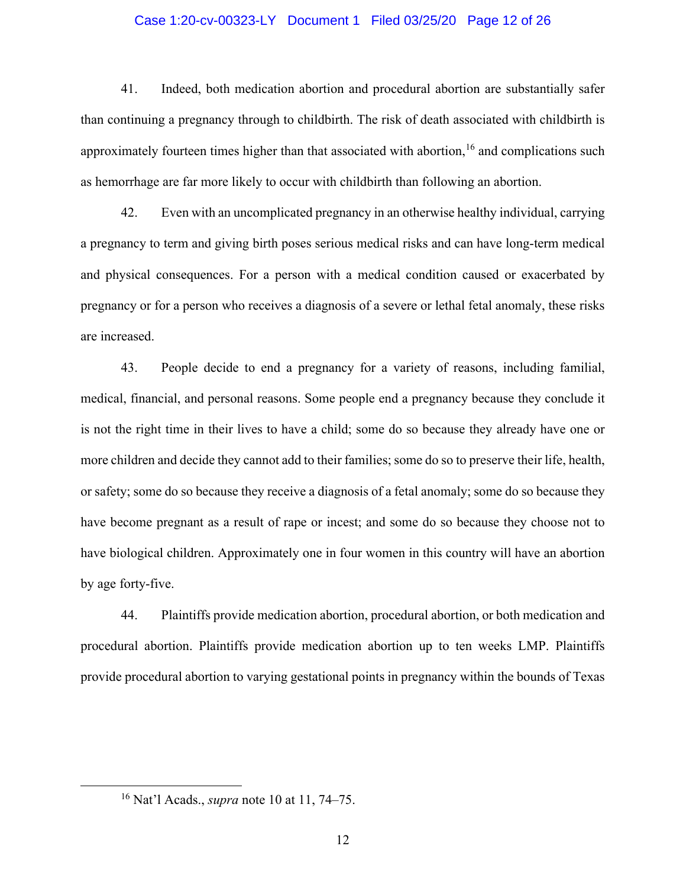41. Indeed, both medication abortion and procedural abortion are substantially safer than continuing a pregnancy through to childbirth. The risk of death associated with childbirth is approximately fourteen times higher than that associated with abortion,[16] and complications such as hemorrhage are far more likely to occur with childbirth than following an abortion.

42. Even with an uncomplicated pregnancy in an otherwise healthy individual, carrying a pregnancy to term and giving birth poses serious medical risks and can have long-term medical and physical consequences. For a person with a medical condition caused or exacerbated by pregnancy or for a person who receives a diagnosis of a severe or lethal fetal anomaly, these risks are increased.

43. People decide to end a pregnancy for a variety of reasons, including familial, medical, financial, and personal reasons. Some people end a pregnancy because they conclude it is not the right time in their lives to have a child; some do so because they already have one or more children and decide they cannot add to their families; some do so to preserve their life, health, or safety; some do so because they receive a diagnosis of a fetal anomaly; some do so because they have become pregnant as a result of rape or incest; and some do so because they choose not to have biological children. Approximately one in four women in this country will have an abortion by age forty-five.

44. Plaintiffs provide medication abortion, procedural abortion, or both medication and procedural abortion. Plaintiffs provide medication abortion up to ten weeks LMP. Plaintiffs provide procedural abortion to varying gestational points in pregnancy within the bounds of Texas

---

[16] Nat'l Acads., *supra* note 10 at 11, 74–75.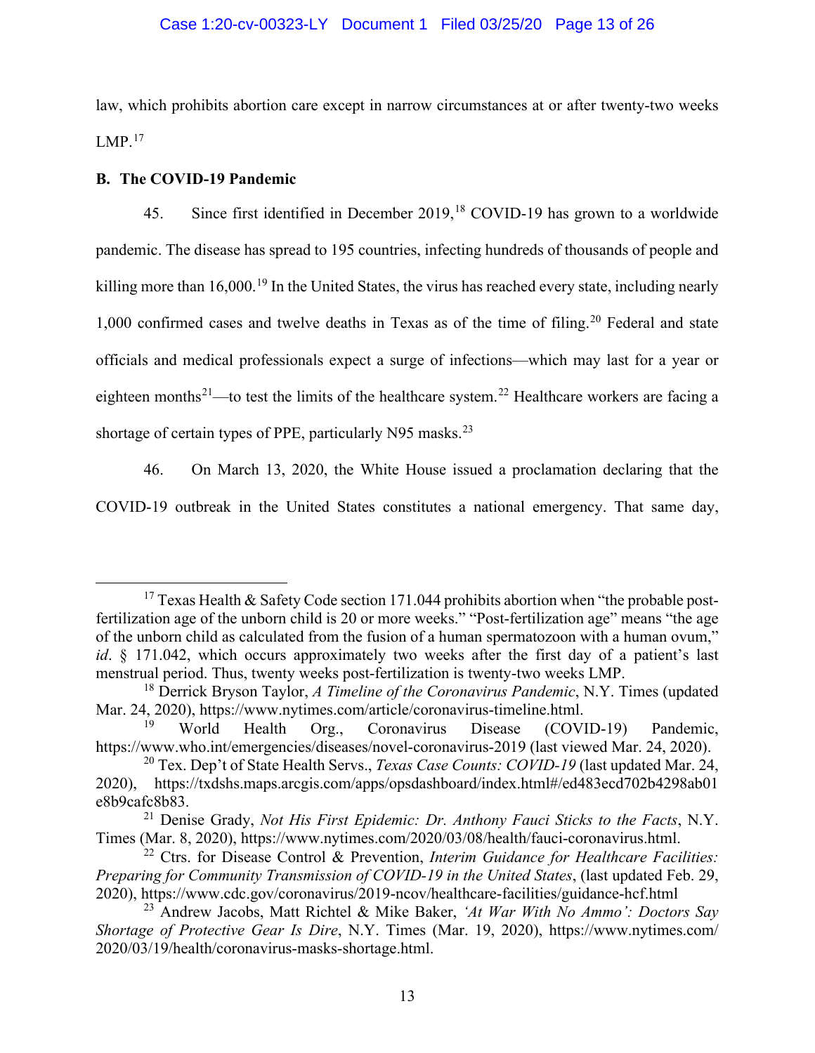law, which prohibits abortion care except in narrow circumstances at or after twenty-two weeks LMP.[17]

**B. The COVID-19 Pandemic**

45. Since first identified in December 2019,[18] COVID-19 has grown to a worldwide pandemic. The disease has spread to 195 countries, infecting hundreds of thousands of people and killing more than 16,000.[19] In the United States, the virus has reached every state, including nearly 1,000 confirmed cases and twelve deaths in Texas as of the time of filing.[20] Federal and state officials and medical professionals expect a surge of infections—which may last for a year or eighteen months[21]—to test the limits of the healthcare system.[22] Healthcare workers are facing a shortage of certain types of PPE, particularly N95 masks.[23]

46. On March 13, 2020, the White House issued a proclamation declaring that the COVID-19 outbreak in the United States constitutes a national emergency. That same day,

---

[17] Texas Health & Safety Code section 171.044 prohibits abortion when "the probable post-fertilization age of the unborn child is 20 or more weeks." "Post-fertilization age" means "the age of the unborn child as calculated from the fusion of a human spermatozoon with a human ovum," *id*. § 171.042, which occurs approximately two weeks after the first day of a patient's last menstrual period. Thus, twenty weeks post-fertilization is twenty-two weeks LMP.

[18] Derrick Bryson Taylor, *A Timeline of the Coronavirus Pandemic*, N.Y. Times (updated Mar. 24, 2020), https://www.nytimes.com/article/coronavirus-timeline.html.

[19] World Health Org., Coronavirus Disease (COVID-19) Pandemic, https://www.who.int/emergencies/diseases/novel-coronavirus-2019 (last viewed Mar. 24, 2020).

[20] Tex. Dep't of State Health Servs., *Texas Case Counts: COVID-19* (last updated Mar. 24, 2020), https://txdshs.maps.arcgis.com/apps/opsdashboard/index.html#/ed483ecd702b4298ab01e8b9cafc8b83.

[21] Denise Grady, *Not His First Epidemic: Dr. Anthony Fauci Sticks to the Facts*, N.Y. Times (Mar. 8, 2020), https://www.nytimes.com/2020/03/08/health/fauci-coronavirus.html.

[22] Ctrs. for Disease Control & Prevention, *Interim Guidance for Healthcare Facilities: Preparing for Community Transmission of COVID-19 in the United States*, (last updated Feb. 29, 2020), https://www.cdc.gov/coronavirus/2019-ncov/healthcare-facilities/guidance-hcf.html

[23] Andrew Jacobs, Matt Richtel & Mike Baker, *'At War With No Ammo': Doctors Say Shortage of Protective Gear Is Dire*, N.Y. Times (Mar. 19, 2020), https://www.nytimes.com/2020/03/19/health/coronavirus-masks-shortage.html.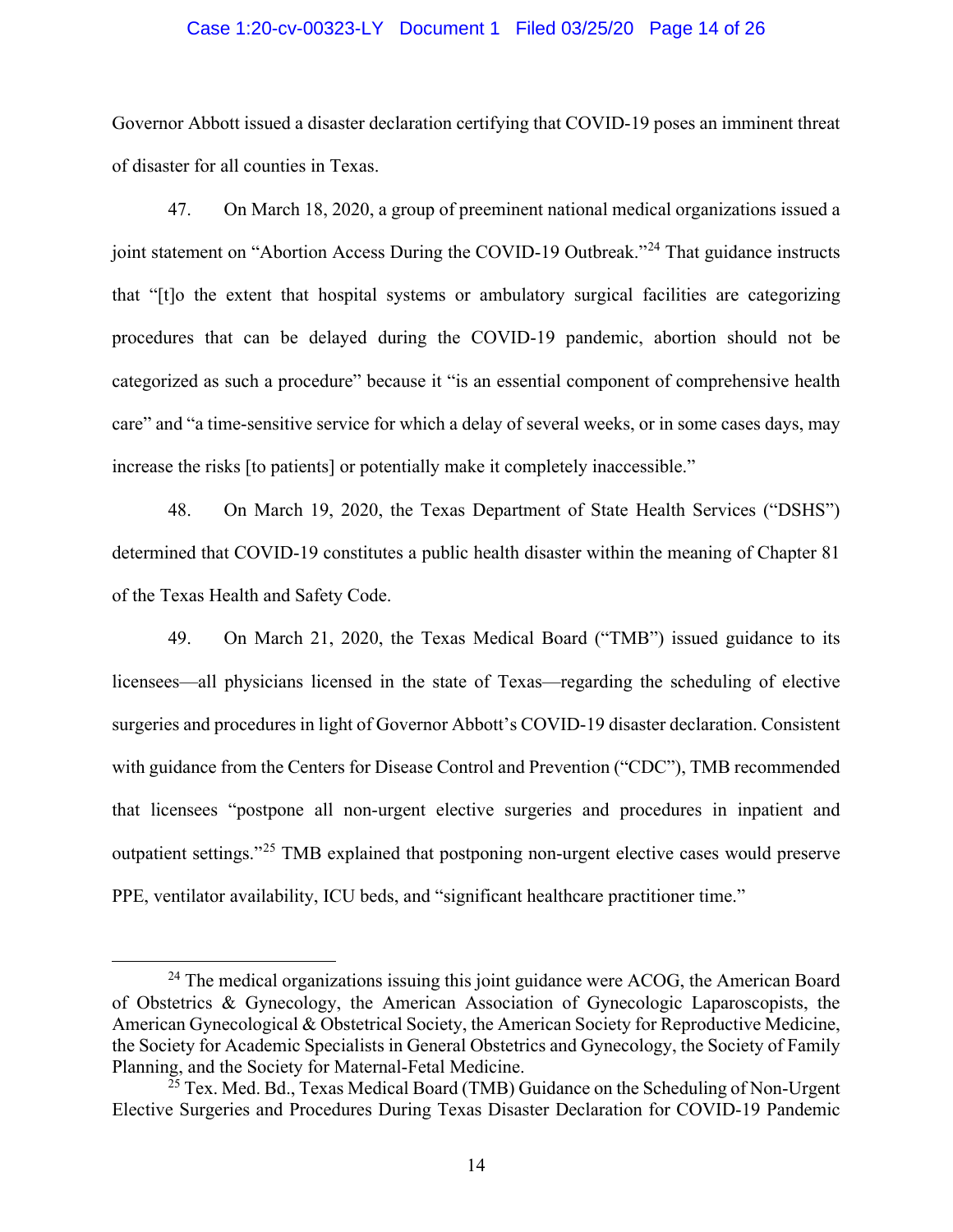Governor Abbott issued a disaster declaration certifying that COVID-19 poses an imminent threat of disaster for all counties in Texas.

47. On March 18, 2020, a group of preeminent national medical organizations issued a joint statement on "Abortion Access During the COVID-19 Outbreak."[24] That guidance instructs that "[t]o the extent that hospital systems or ambulatory surgical facilities are categorizing procedures that can be delayed during the COVID-19 pandemic, abortion should not be categorized as such a procedure" because it "is an essential component of comprehensive health care" and "a time-sensitive service for which a delay of several weeks, or in some cases days, may increase the risks [to patients] or potentially make it completely inaccessible."

48. On March 19, 2020, the Texas Department of State Health Services ("DSHS") determined that COVID-19 constitutes a public health disaster within the meaning of Chapter 81 of the Texas Health and Safety Code.

49. On March 21, 2020, the Texas Medical Board ("TMB") issued guidance to its licensees—all physicians licensed in the state of Texas—regarding the scheduling of elective surgeries and procedures in light of Governor Abbott's COVID-19 disaster declaration. Consistent with guidance from the Centers for Disease Control and Prevention ("CDC"), TMB recommended that licensees "postpone all non-urgent elective surgeries and procedures in inpatient and outpatient settings."[25] TMB explained that postponing non-urgent elective cases would preserve PPE, ventilator availability, ICU beds, and "significant healthcare practitioner time."

---

[24] The medical organizations issuing this joint guidance were ACOG, the American Board of Obstetrics & Gynecology, the American Association of Gynecologic Laparoscopists, the American Gynecological & Obstetrical Society, the American Society for Reproductive Medicine, the Society for Academic Specialists in General Obstetrics and Gynecology, the Society of Family Planning, and the Society for Maternal-Fetal Medicine.

[25] Tex. Med. Bd., Texas Medical Board (TMB) Guidance on the Scheduling of Non-Urgent Elective Surgeries and Procedures During Texas Disaster Declaration for COVID-19 Pandemic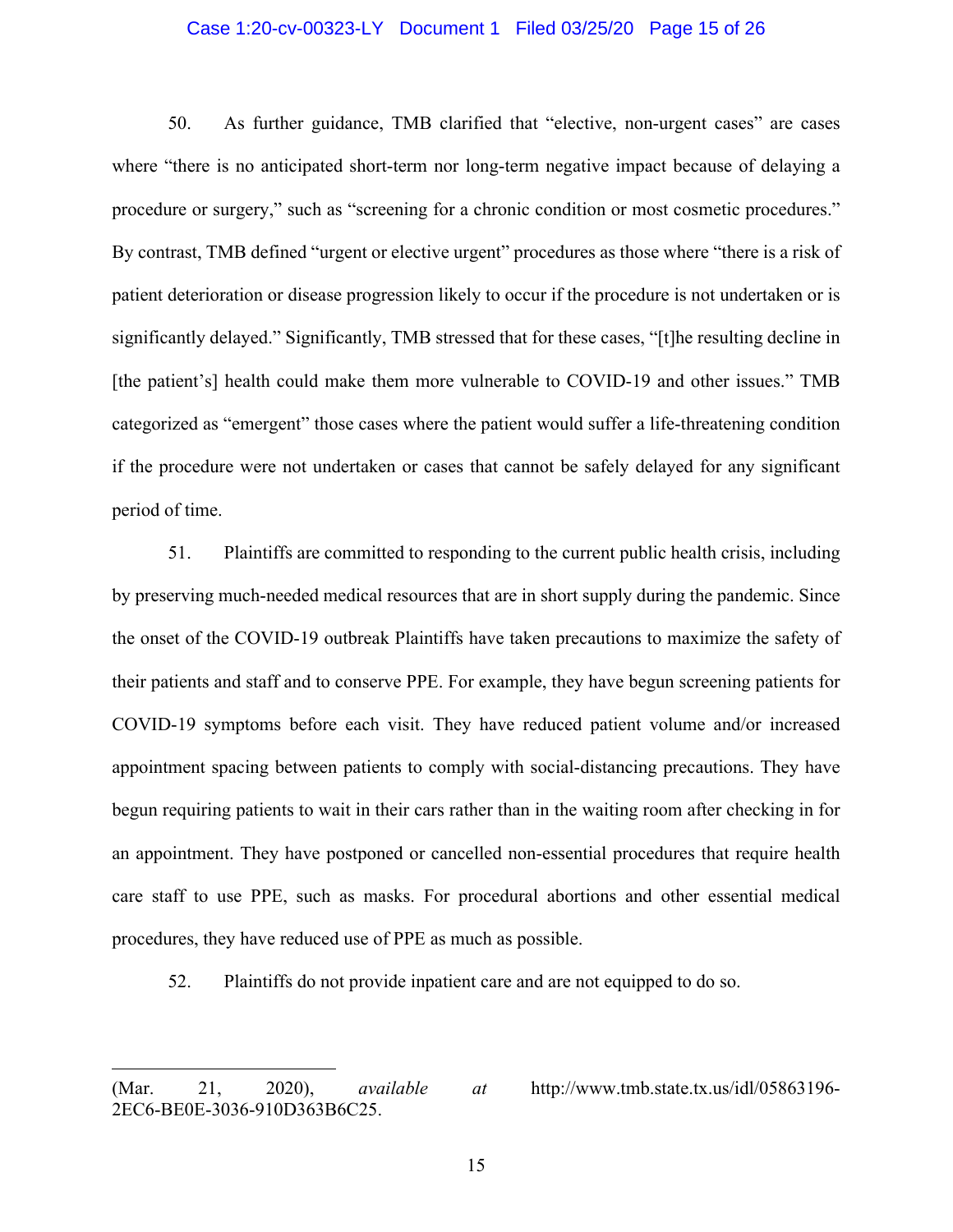50. As further guidance, TMB clarified that "elective, non-urgent cases" are cases where "there is no anticipated short-term nor long-term negative impact because of delaying a procedure or surgery," such as "screening for a chronic condition or most cosmetic procedures." By contrast, TMB defined "urgent or elective urgent" procedures as those where "there is a risk of patient deterioration or disease progression likely to occur if the procedure is not undertaken or is significantly delayed." Significantly, TMB stressed that for these cases, "[t]he resulting decline in [the patient's] health could make them more vulnerable to COVID-19 and other issues." TMB categorized as "emergent" those cases where the patient would suffer a life-threatening condition if the procedure were not undertaken or cases that cannot be safely delayed for any significant period of time.

51. Plaintiffs are committed to responding to the current public health crisis, including by preserving much-needed medical resources that are in short supply during the pandemic. Since the onset of the COVID-19 outbreak Plaintiffs have taken precautions to maximize the safety of their patients and staff and to conserve PPE. For example, they have begun screening patients for COVID-19 symptoms before each visit. They have reduced patient volume and/or increased appointment spacing between patients to comply with social-distancing precautions. They have begun requiring patients to wait in their cars rather than in the waiting room after checking in for an appointment. They have postponed or cancelled non-essential procedures that require health care staff to use PPE, such as masks. For procedural abortions and other essential medical procedures, they have reduced use of PPE as much as possible.

52. Plaintiffs do not provide inpatient care and are not equipped to do so.

---

(Mar. 21, 2020), *available at* http://www.tmb.state.tx.us/idl/05863196-2EC6-BE0E-3036-910D363B6C25.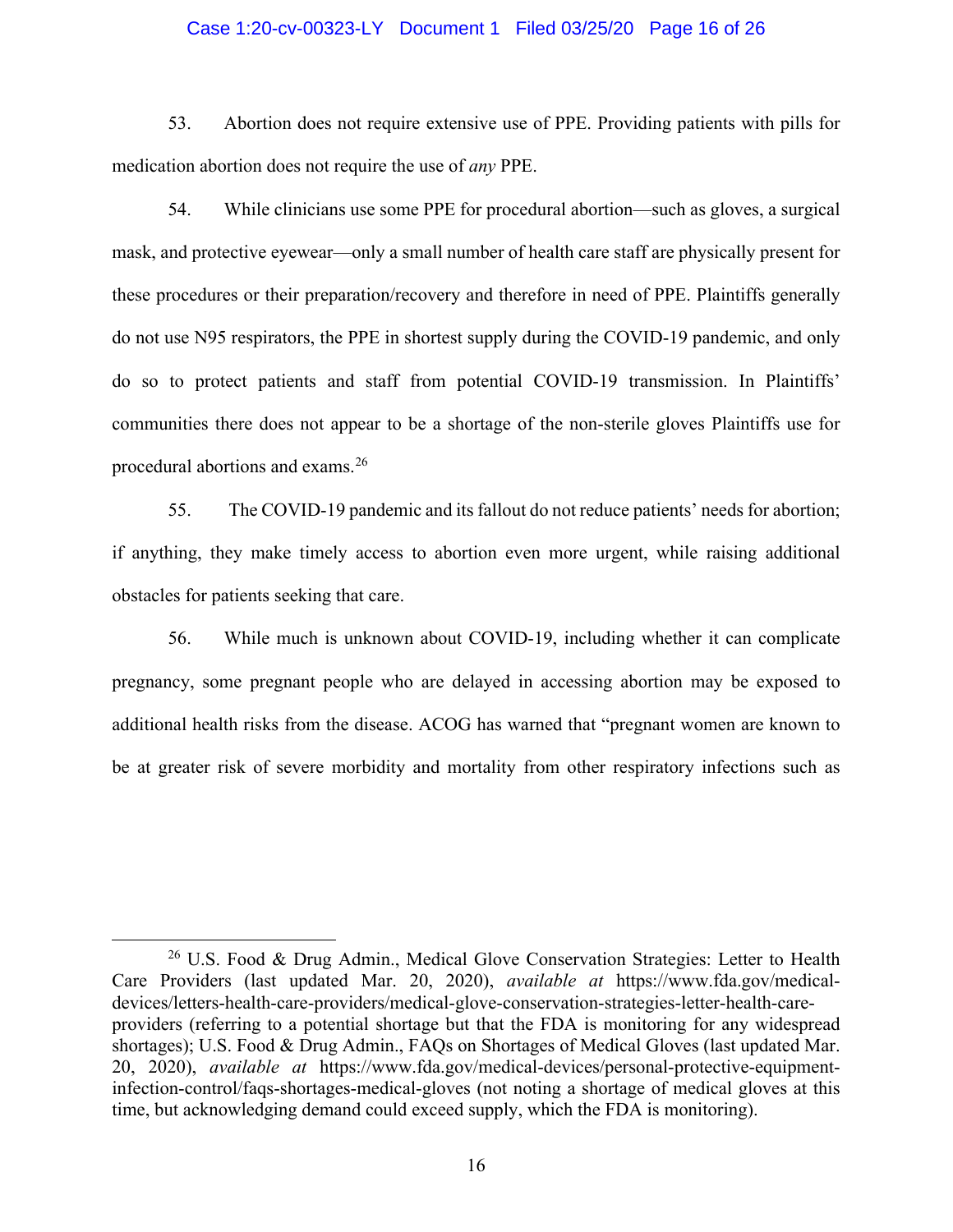53. Abortion does not require extensive use of PPE. Providing patients with pills for medication abortion does not require the use of *any* PPE.

54. While clinicians use some PPE for procedural abortion—such as gloves, a surgical mask, and protective eyewear—only a small number of health care staff are physically present for these procedures or their preparation/recovery and therefore in need of PPE. Plaintiffs generally do not use N95 respirators, the PPE in shortest supply during the COVID-19 pandemic, and only do so to protect patients and staff from potential COVID-19 transmission. In Plaintiffs' communities there does not appear to be a shortage of the non-sterile gloves Plaintiffs use for procedural abortions and exams.[26]

55. The COVID-19 pandemic and its fallout do not reduce patients' needs for abortion; if anything, they make timely access to abortion even more urgent, while raising additional obstacles for patients seeking that care.

56. While much is unknown about COVID-19, including whether it can complicate pregnancy, some pregnant people who are delayed in accessing abortion may be exposed to additional health risks from the disease. ACOG has warned that "pregnant women are known to be at greater risk of severe morbidity and mortality from other respiratory infections such as

---

[26] U.S. Food & Drug Admin., Medical Glove Conservation Strategies: Letter to Health Care Providers (last updated Mar. 20, 2020), *available at* https://www.fda.gov/medical-devices/letters-health-care-providers/medical-glove-conservation-strategies-letter-health-care-providers (referring to a potential shortage but that the FDA is monitoring for any widespread shortages); U.S. Food & Drug Admin., FAQs on Shortages of Medical Gloves (last updated Mar. 20, 2020), *available at* https://www.fda.gov/medical-devices/personal-protective-equipment-infection-control/faqs-shortages-medical-gloves (not noting a shortage of medical gloves at this time, but acknowledging demand could exceed supply, which the FDA is monitoring).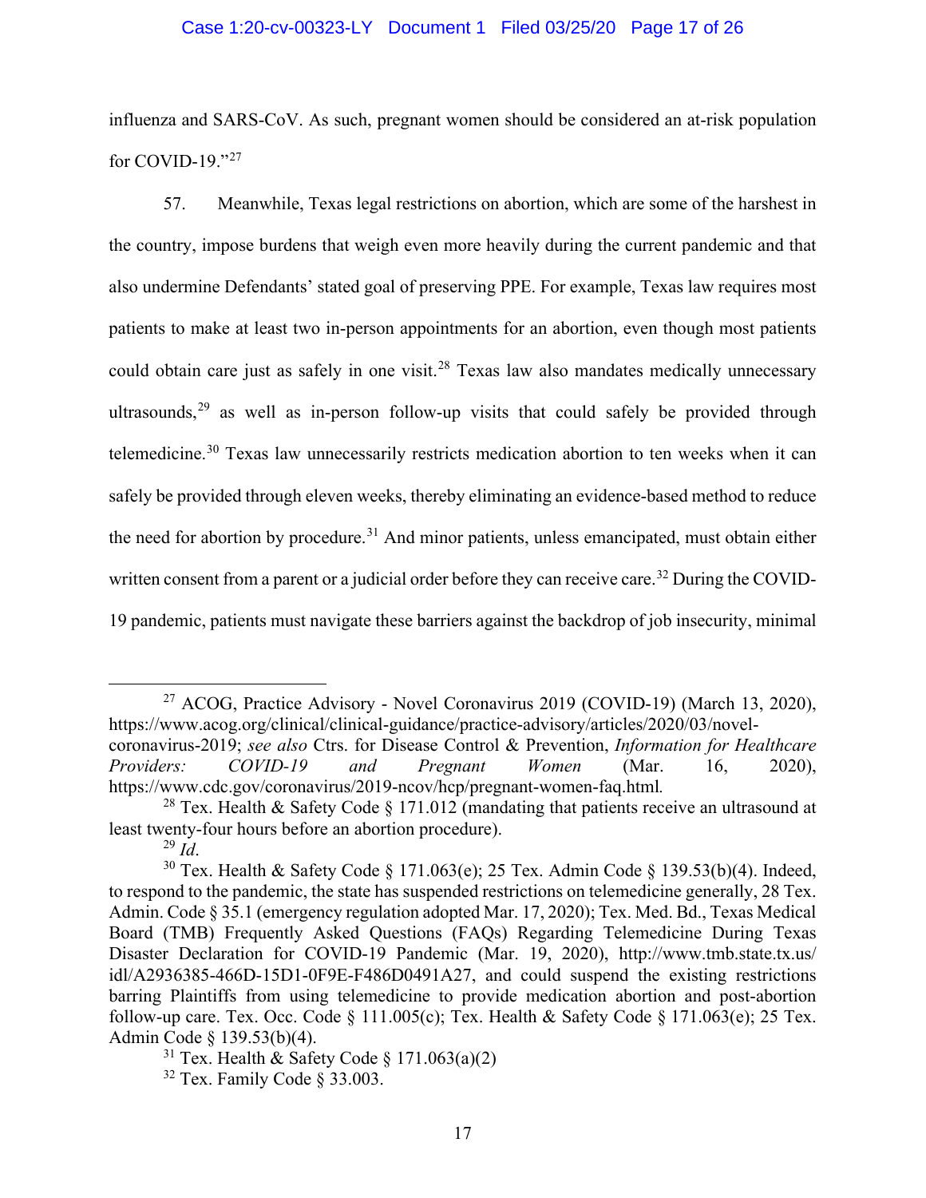influenza and SARS-CoV. As such, pregnant women should be considered an at-risk population for COVID-19."[27]

57. Meanwhile, Texas legal restrictions on abortion, which are some of the harshest in the country, impose burdens that weigh even more heavily during the current pandemic and that also undermine Defendants' stated goal of preserving PPE. For example, Texas law requires most patients to make at least two in-person appointments for an abortion, even though most patients could obtain care just as safely in one visit.[28] Texas law also mandates medically unnecessary ultrasounds,[29] as well as in-person follow-up visits that could safely be provided through telemedicine.[30] Texas law unnecessarily restricts medication abortion to ten weeks when it can safely be provided through eleven weeks, thereby eliminating an evidence-based method to reduce the need for abortion by procedure.[31] And minor patients, unless emancipated, must obtain either written consent from a parent or a judicial order before they can receive care.[32] During the COVID-19 pandemic, patients must navigate these barriers against the backdrop of job insecurity, minimal

---

[27] ACOG, Practice Advisory - Novel Coronavirus 2019 (COVID-19) (March 13, 2020), https://www.acog.org/clinical/clinical-guidance/practice-advisory/articles/2020/03/novel-coronavirus-2019; *see also* Ctrs. for Disease Control & Prevention, *Information for Healthcare Providers: COVID-19 and Pregnant Women* (Mar. 16, 2020), https://www.cdc.gov/coronavirus/2019-ncov/hcp/pregnant-women-faq.html.

[28] Tex. Health & Safety Code § 171.012 (mandating that patients receive an ultrasound at least twenty-four hours before an abortion procedure).

[29] *Id*.

[30] Tex. Health & Safety Code § 171.063(e); 25 Tex. Admin Code § 139.53(b)(4). Indeed, to respond to the pandemic, the state has suspended restrictions on telemedicine generally, 28 Tex. Admin. Code § 35.1 (emergency regulation adopted Mar. 17, 2020); Tex. Med. Bd., Texas Medical Board (TMB) Frequently Asked Questions (FAQs) Regarding Telemedicine During Texas Disaster Declaration for COVID-19 Pandemic (Mar. 19, 2020), http://www.tmb.state.tx.us/idl/A2936385-466D-15D1-0F9E-F486D0491A27, and could suspend the existing restrictions barring Plaintiffs from using telemedicine to provide medication abortion and post-abortion follow-up care. Tex. Occ. Code § 111.005(c); Tex. Health & Safety Code § 171.063(e); 25 Tex. Admin Code § 139.53(b)(4).

[31] Tex. Health & Safety Code § 171.063(a)(2)

[32] Tex. Family Code § 33.003.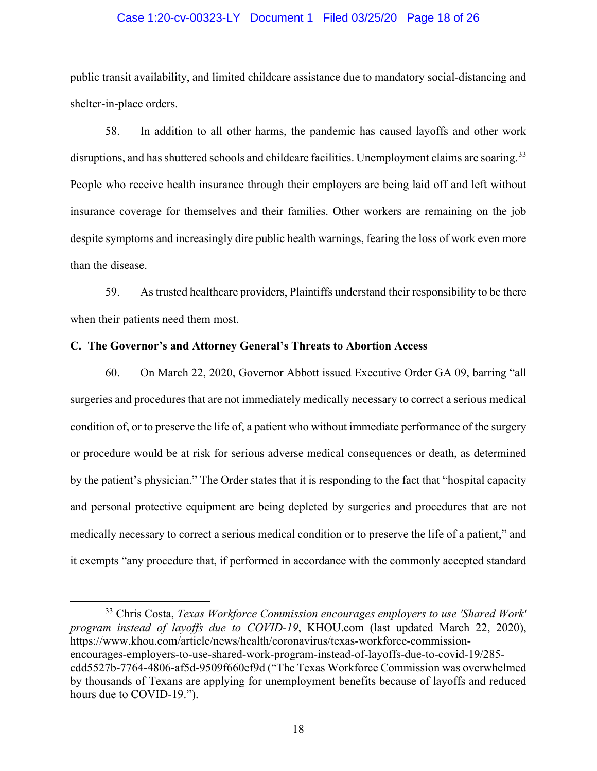public transit availability, and limited childcare assistance due to mandatory social-distancing and shelter-in-place orders.

58. In addition to all other harms, the pandemic has caused layoffs and other work disruptions, and has shuttered schools and childcare facilities. Unemployment claims are soaring.[33] People who receive health insurance through their employers are being laid off and left without insurance coverage for themselves and their families. Other workers are remaining on the job despite symptoms and increasingly dire public health warnings, fearing the loss of work even more than the disease.

59. As trusted healthcare providers, Plaintiffs understand their responsibility to be there when their patients need them most.

**C. The Governor's and Attorney General's Threats to Abortion Access**

60. On March 22, 2020, Governor Abbott issued Executive Order GA 09, barring "all surgeries and procedures that are not immediately medically necessary to correct a serious medical condition of, or to preserve the life of, a patient who without immediate performance of the surgery or procedure would be at risk for serious adverse medical consequences or death, as determined by the patient's physician." The Order states that it is responding to the fact that "hospital capacity and personal protective equipment are being depleted by surgeries and procedures that are not medically necessary to correct a serious medical condition or to preserve the life of a patient," and it exempts "any procedure that, if performed in accordance with the commonly accepted standard

---

[33] Chris Costa, *Texas Workforce Commission encourages employers to use 'Shared Work' program instead of layoffs due to COVID-19*, KHOU.com (last updated March 22, 2020), https://www.khou.com/article/news/health/coronavirus/texas-workforce-commission-encourages-employers-to-use-shared-work-program-instead-of-layoffs-due-to-covid-19/285-cdd5527b-7764-4806-af5d-9509f660ef9d ("The Texas Workforce Commission was overwhelmed by thousands of Texans are applying for unemployment benefits because of layoffs and reduced hours due to COVID-19.").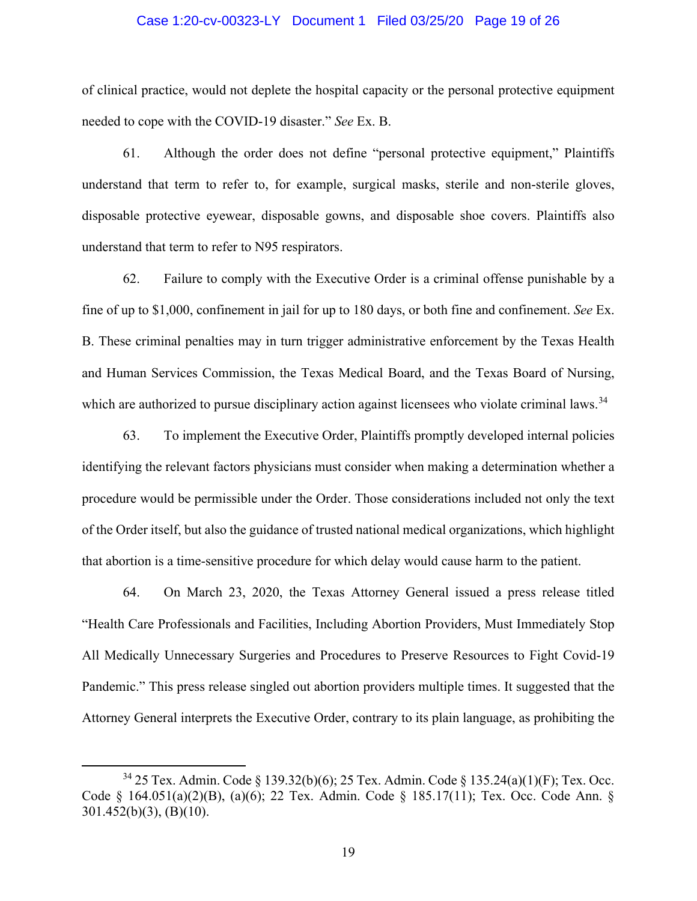of clinical practice, would not deplete the hospital capacity or the personal protective equipment needed to cope with the COVID-19 disaster." *See* Ex. B.

61. Although the order does not define "personal protective equipment," Plaintiffs understand that term to refer to, for example, surgical masks, sterile and non-sterile gloves, disposable protective eyewear, disposable gowns, and disposable shoe covers. Plaintiffs also understand that term to refer to N95 respirators.

62. Failure to comply with the Executive Order is a criminal offense punishable by a fine of up to $1,000, confinement in jail for up to 180 days, or both fine and confinement. *See* Ex. B. These criminal penalties may in turn trigger administrative enforcement by the Texas Health and Human Services Commission, the Texas Medical Board, and the Texas Board of Nursing, which are authorized to pursue disciplinary action against licensees who violate criminal laws.[34]

63. To implement the Executive Order, Plaintiffs promptly developed internal policies identifying the relevant factors physicians must consider when making a determination whether a procedure would be permissible under the Order. Those considerations included not only the text of the Order itself, but also the guidance of trusted national medical organizations, which highlight that abortion is a time-sensitive procedure for which delay would cause harm to the patient.

64. On March 23, 2020, the Texas Attorney General issued a press release titled "Health Care Professionals and Facilities, Including Abortion Providers, Must Immediately Stop All Medically Unnecessary Surgeries and Procedures to Preserve Resources to Fight Covid-19 Pandemic." This press release singled out abortion providers multiple times. It suggested that the Attorney General interprets the Executive Order, contrary to its plain language, as prohibiting the

---

[34] 25 Tex. Admin. Code § 139.32(b)(6); 25 Tex. Admin. Code § 135.24(a)(1)(F); Tex. Occ. Code § 164.051(a)(2)(B), (a)(6); 22 Tex. Admin. Code § 185.17(11); Tex. Occ. Code Ann. § 301.452(b)(3), (B)(10).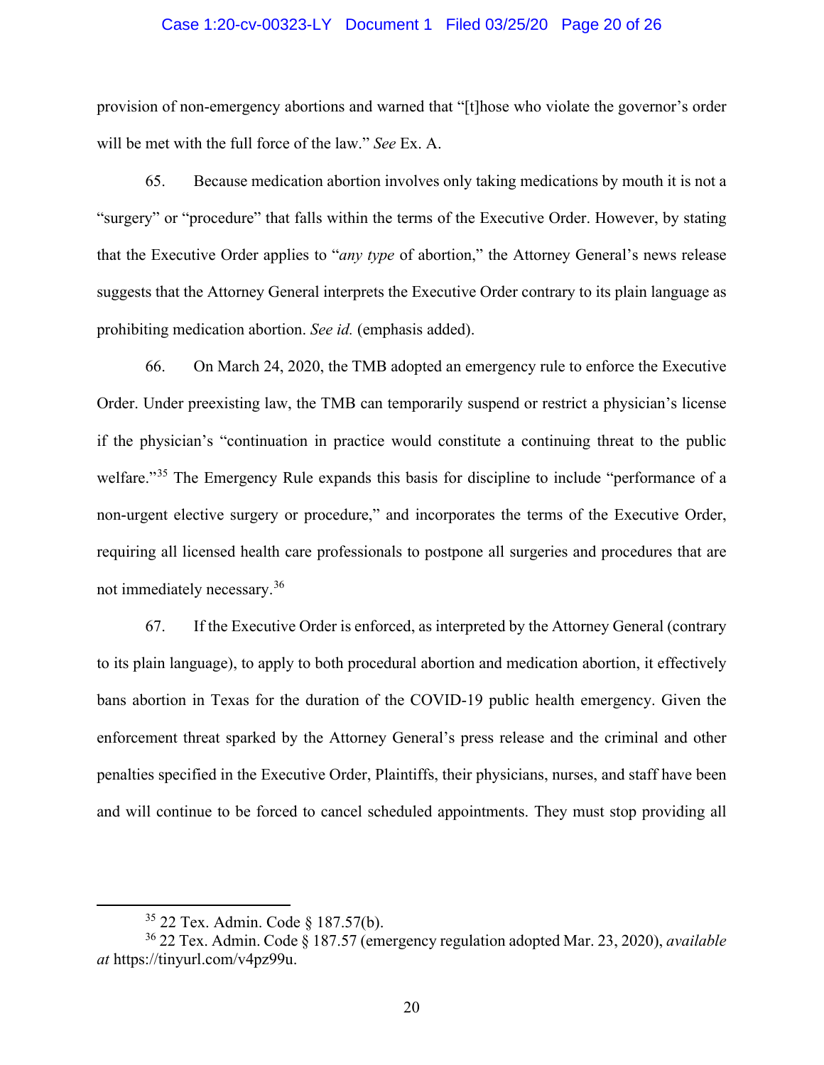provision of non-emergency abortions and warned that "[t]hose who violate the governor's order will be met with the full force of the law." *See* Ex. A.

65. Because medication abortion involves only taking medications by mouth it is not a "surgery" or "procedure" that falls within the terms of the Executive Order. However, by stating that the Executive Order applies to "*any type* of abortion," the Attorney General's news release suggests that the Attorney General interprets the Executive Order contrary to its plain language as prohibiting medication abortion. *See id.* (emphasis added).

66. On March 24, 2020, the TMB adopted an emergency rule to enforce the Executive Order. Under preexisting law, the TMB can temporarily suspend or restrict a physician's license if the physician's "continuation in practice would constitute a continuing threat to the public welfare."[35] The Emergency Rule expands this basis for discipline to include "performance of a non-urgent elective surgery or procedure," and incorporates the terms of the Executive Order, requiring all licensed health care professionals to postpone all surgeries and procedures that are not immediately necessary.[36]

67. If the Executive Order is enforced, as interpreted by the Attorney General (contrary to its plain language), to apply to both procedural abortion and medication abortion, it effectively bans abortion in Texas for the duration of the COVID-19 public health emergency. Given the enforcement threat sparked by the Attorney General's press release and the criminal and other penalties specified in the Executive Order, Plaintiffs, their physicians, nurses, and staff have been and will continue to be forced to cancel scheduled appointments. They must stop providing all

---

[35] 22 Tex. Admin. Code § 187.57(b).

[36] 22 Tex. Admin. Code § 187.57 (emergency regulation adopted Mar. 23, 2020), *available at* https://tinyurl.com/v4pz99u.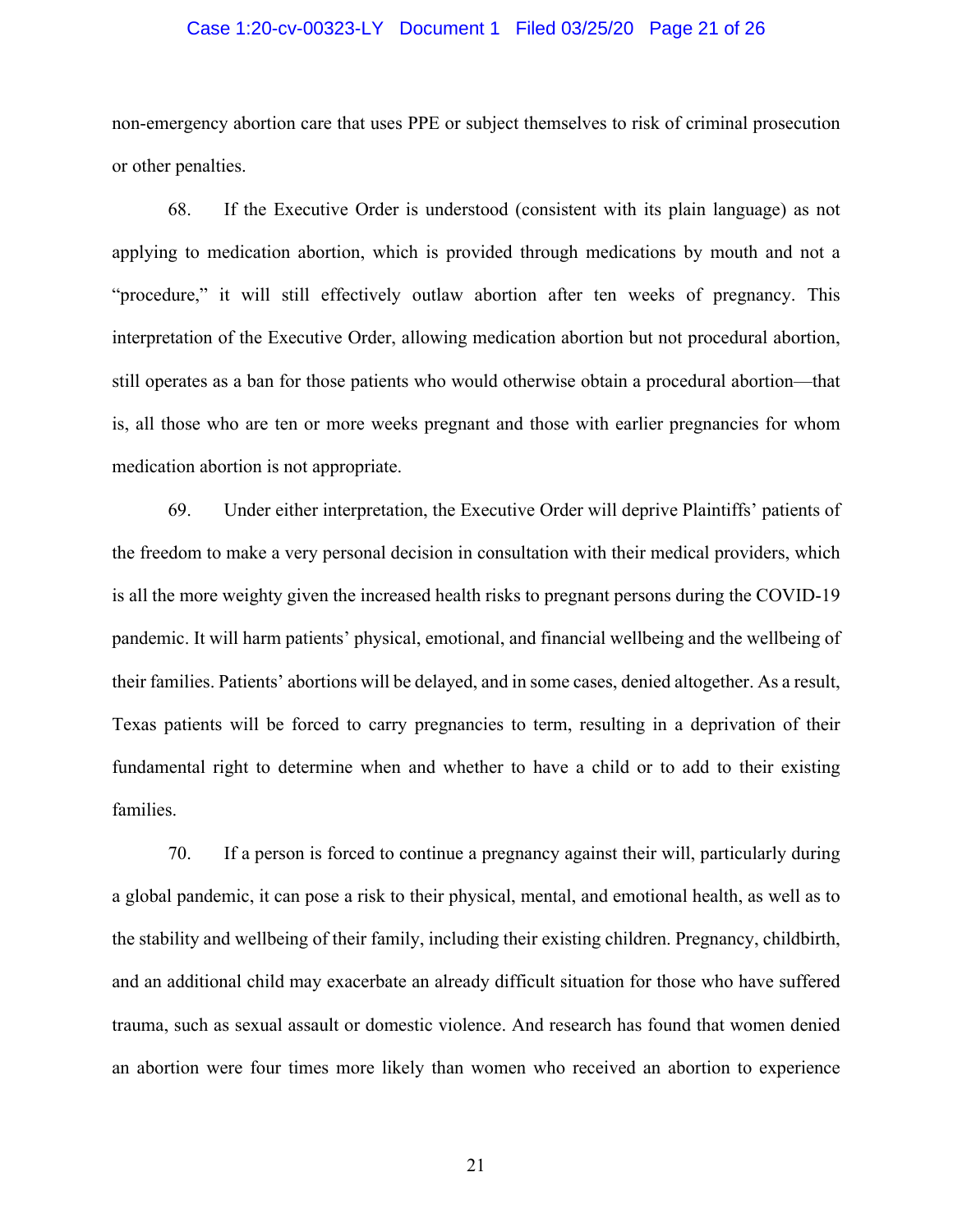non-emergency abortion care that uses PPE or subject themselves to risk of criminal prosecution or other penalties.

68. If the Executive Order is understood (consistent with its plain language) as not applying to medication abortion, which is provided through medications by mouth and not a "procedure," it will still effectively outlaw abortion after ten weeks of pregnancy. This interpretation of the Executive Order, allowing medication abortion but not procedural abortion, still operates as a ban for those patients who would otherwise obtain a procedural abortion—that is, all those who are ten or more weeks pregnant and those with earlier pregnancies for whom medication abortion is not appropriate.

69. Under either interpretation, the Executive Order will deprive Plaintiffs' patients of the freedom to make a very personal decision in consultation with their medical providers, which is all the more weighty given the increased health risks to pregnant persons during the COVID-19 pandemic. It will harm patients' physical, emotional, and financial wellbeing and the wellbeing of their families. Patients' abortions will be delayed, and in some cases, denied altogether. As a result, Texas patients will be forced to carry pregnancies to term, resulting in a deprivation of their fundamental right to determine when and whether to have a child or to add to their existing families.

70. If a person is forced to continue a pregnancy against their will, particularly during a global pandemic, it can pose a risk to their physical, mental, and emotional health, as well as to the stability and wellbeing of their family, including their existing children. Pregnancy, childbirth, and an additional child may exacerbate an already difficult situation for those who have suffered trauma, such as sexual assault or domestic violence. And research has found that women denied an abortion were four times more likely than women who received an abortion to experience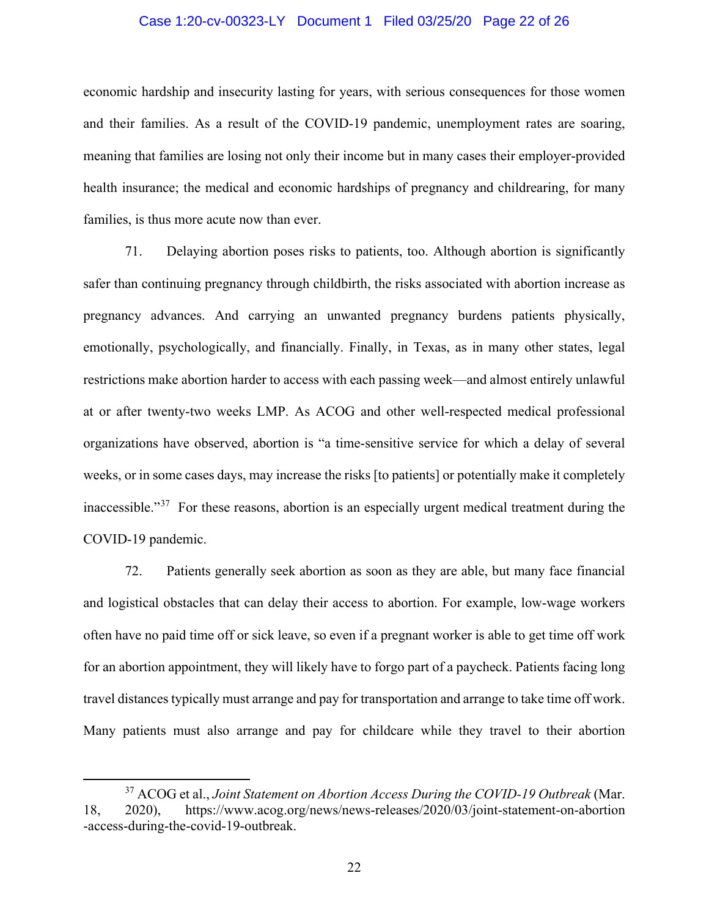economic hardship and insecurity lasting for years, with serious consequences for those women and their families. As a result of the COVID-19 pandemic, unemployment rates are soaring, meaning that families are losing not only their income but in many cases their employer-provided health insurance; the medical and economic hardships of pregnancy and childrearing, for many families, is thus more acute now than ever.

71. Delaying abortion poses risks to patients, too. Although abortion is significantly safer than continuing pregnancy through childbirth, the risks associated with abortion increase as pregnancy advances. And carrying an unwanted pregnancy burdens patients physically, emotionally, psychologically, and financially. Finally, in Texas, as in many other states, legal restrictions make abortion harder to access with each passing week—and almost entirely unlawful at or after twenty-two weeks LMP. As ACOG and other well-respected medical professional organizations have observed, abortion is "a time-sensitive service for which a delay of several weeks, or in some cases days, may increase the risks [to patients] or potentially make it completely inaccessible."[37] For these reasons, abortion is an especially urgent medical treatment during the COVID-19 pandemic.

72. Patients generally seek abortion as soon as they are able, but many face financial and logistical obstacles that can delay their access to abortion. For example, low-wage workers often have no paid time off or sick leave, so even if a pregnant worker is able to get time off work for an abortion appointment, they will likely have to forgo part of a paycheck. Patients facing long travel distances typically must arrange and pay for transportation and arrange to take time off work. Many patients must also arrange and pay for childcare while they travel to their abortion

---

[37] ACOG et al., *Joint Statement on Abortion Access During the COVID-19 Outbreak* (Mar. 18, 2020), https://www.acog.org/news/news-releases/2020/03/joint-statement-on-abortion-access-during-the-covid-19-outbreak.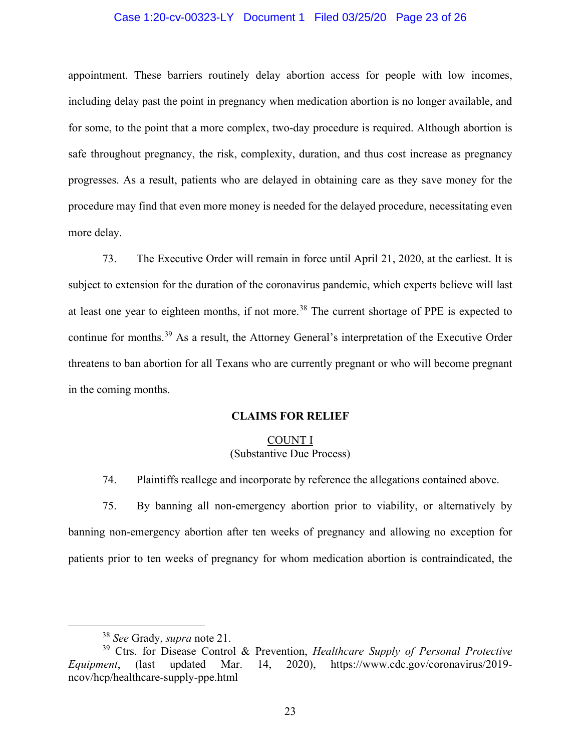appointment. These barriers routinely delay abortion access for people with low incomes, including delay past the point in pregnancy when medication abortion is no longer available, and for some, to the point that a more complex, two-day procedure is required. Although abortion is safe throughout pregnancy, the risk, complexity, duration, and thus cost increase as pregnancy progresses. As a result, patients who are delayed in obtaining care as they save money for the procedure may find that even more money is needed for the delayed procedure, necessitating even more delay.

73. The Executive Order will remain in force until April 21, 2020, at the earliest. It is subject to extension for the duration of the coronavirus pandemic, which experts believe will last at least one year to eighteen months, if not more.[38] The current shortage of PPE is expected to continue for months.[39] As a result, the Attorney General's interpretation of the Executive Order threatens to ban abortion for all Texans who are currently pregnant or who will become pregnant in the coming months.

**CLAIMS FOR RELIEF**

<u>COUNT I</u>
(Substantive Due Process)

74. Plaintiffs reallege and incorporate by reference the allegations contained above.

75. By banning all non-emergency abortion prior to viability, or alternatively by banning non-emergency abortion after ten weeks of pregnancy and allowing no exception for patients prior to ten weeks of pregnancy for whom medication abortion is contraindicated, the

---

[38] *See* Grady, *supra* note 21.

[39] Ctrs. for Disease Control & Prevention, *Healthcare Supply of Personal Protective Equipment*, (last updated Mar. 14, 2020), https://www.cdc.gov/coronavirus/2019-ncov/hcp/healthcare-supply-ppe.html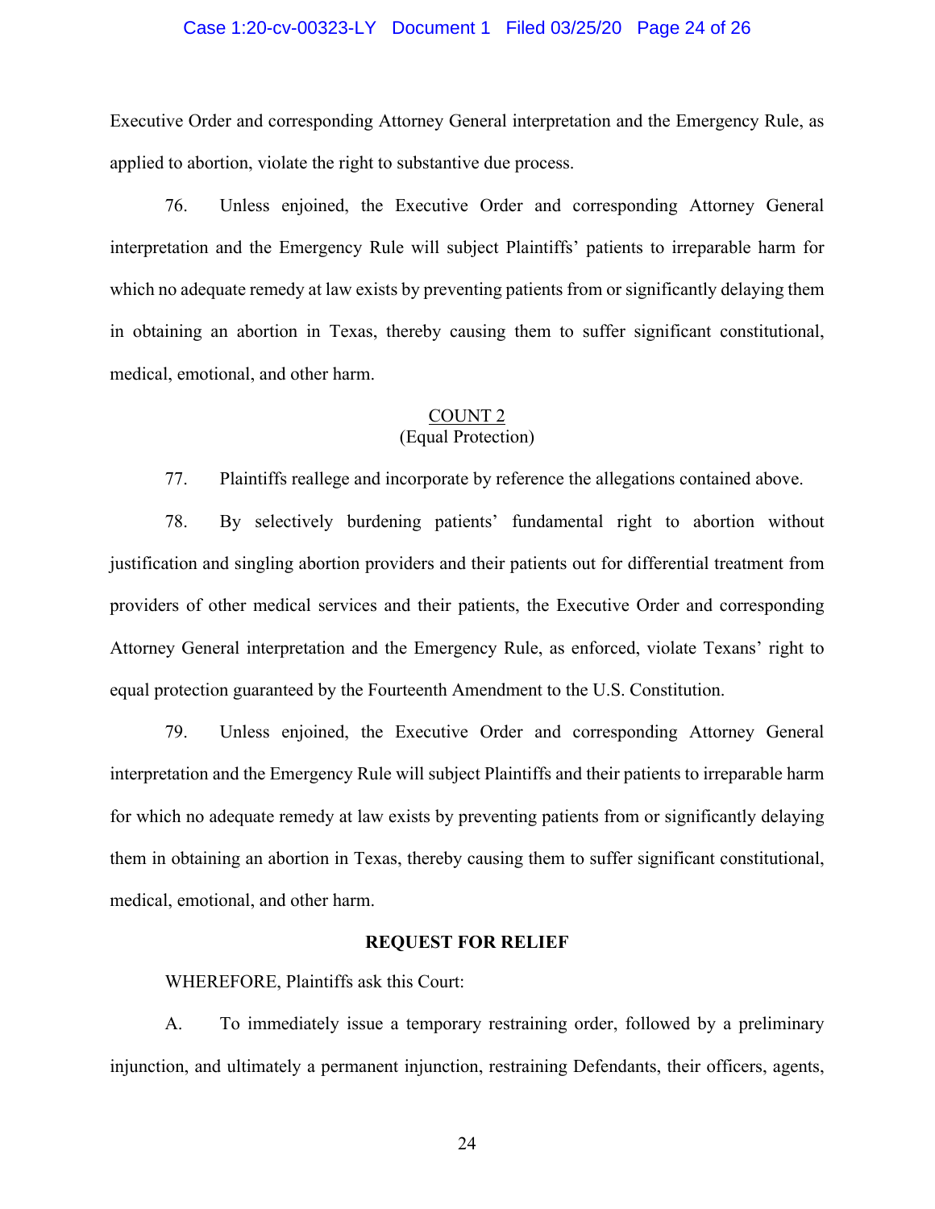Executive Order and corresponding Attorney General interpretation and the Emergency Rule, as applied to abortion, violate the right to substantive due process.

76. Unless enjoined, the Executive Order and corresponding Attorney General interpretation and the Emergency Rule will subject Plaintiffs' patients to irreparable harm for which no adequate remedy at law exists by preventing patients from or significantly delaying them in obtaining an abortion in Texas, thereby causing them to suffer significant constitutional, medical, emotional, and other harm.

## COUNT 2
(Equal Protection)

77. Plaintiffs reallege and incorporate by reference the allegations contained above.

78. By selectively burdening patients' fundamental right to abortion without justification and singling abortion providers and their patients out for differential treatment from providers of other medical services and their patients, the Executive Order and corresponding Attorney General interpretation and the Emergency Rule, as enforced, violate Texans' right to equal protection guaranteed by the Fourteenth Amendment to the U.S. Constitution.

79. Unless enjoined, the Executive Order and corresponding Attorney General interpretation and the Emergency Rule will subject Plaintiffs and their patients to irreparable harm for which no adequate remedy at law exists by preventing patients from or significantly delaying them in obtaining an abortion in Texas, thereby causing them to suffer significant constitutional, medical, emotional, and other harm.

## REQUEST FOR RELIEF

WHEREFORE, Plaintiffs ask this Court:

A. To immediately issue a temporary restraining order, followed by a preliminary injunction, and ultimately a permanent injunction, restraining Defendants, their officers, agents,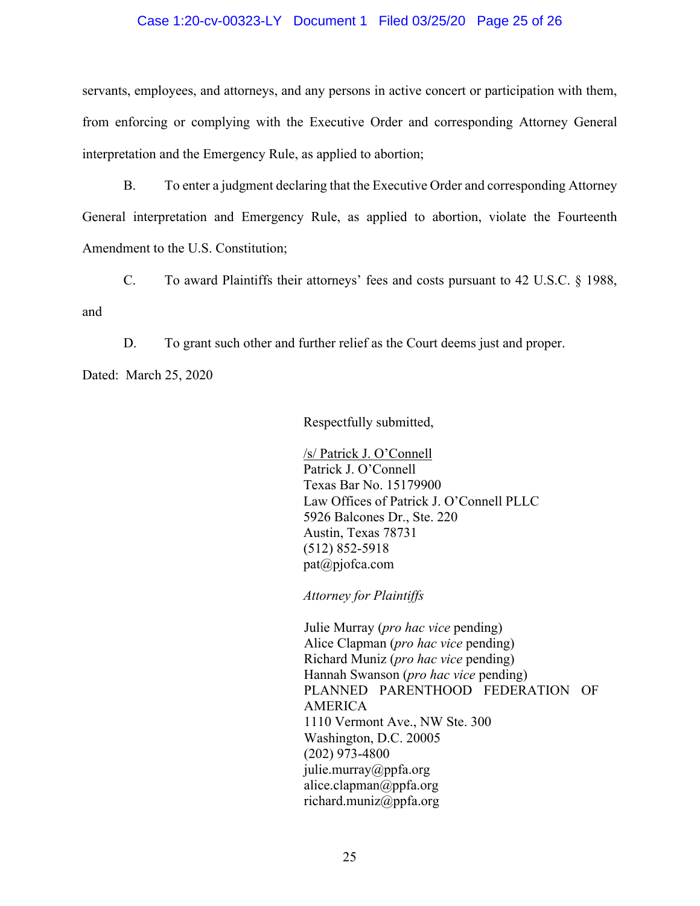servants, employees, and attorneys, and any persons in active concert or participation with them, from enforcing or complying with the Executive Order and corresponding Attorney General interpretation and the Emergency Rule, as applied to abortion;

B. To enter a judgment declaring that the Executive Order and corresponding Attorney General interpretation and Emergency Rule, as applied to abortion, violate the Fourteenth Amendment to the U.S. Constitution;

C. To award Plaintiffs their attorneys' fees and costs pursuant to 42 U.S.C. § 1988, and

D. To grant such other and further relief as the Court deems just and proper.

Dated: March 25, 2020

Respectfully submitted,

/s/ Patrick J. O'Connell
Patrick J. O'Connell
Texas Bar No. 15179900
Law Offices of Patrick J. O'Connell PLLC
5926 Balcones Dr., Ste. 220
Austin, Texas 78731
(512) 852-5918
pat@pjofca.com

*Attorney for Plaintiffs*

Julie Murray (*pro hac vice* pending)
Alice Clapman (*pro hac vice* pending)
Richard Muniz (*pro hac vice* pending)
Hannah Swanson (*pro hac vice* pending)
PLANNED PARENTHOOD FEDERATION OF AMERICA
1110 Vermont Ave., NW Ste. 300
Washington, D.C. 20005
(202) 973-4800
julie.murray@ppfa.org
alice.clapman@ppfa.org
richard.muniz@ppfa.org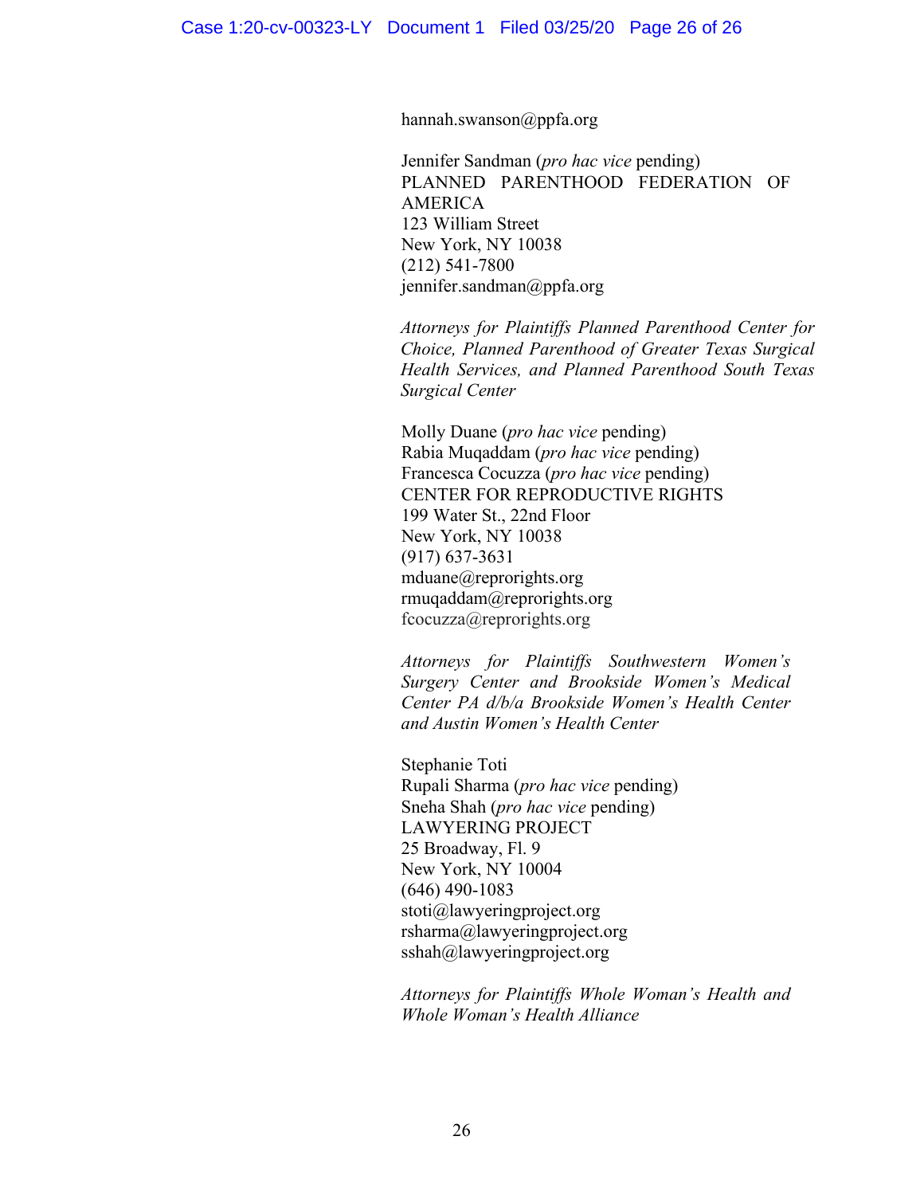hannah.swanson@ppfa.org

Jennifer Sandman (*pro hac vice* pending)
PLANNED PARENTHOOD FEDERATION OF AMERICA
123 William Street
New York, NY 10038
(212) 541-7800
jennifer.sandman@ppfa.org

*Attorneys for Plaintiffs Planned Parenthood Center for Choice, Planned Parenthood of Greater Texas Surgical Health Services, and Planned Parenthood South Texas Surgical Center*

Molly Duane (*pro hac vice* pending)
Rabia Muqaddam (*pro hac vice* pending)
Francesca Cocuzza (*pro hac vice* pending)
CENTER FOR REPRODUCTIVE RIGHTS
199 Water St., 22nd Floor
New York, NY 10038
(917) 637-3631
mduane@reprorights.org
rmuqaddam@reprorights.org
fcocuzza@reprorights.org

*Attorneys for Plaintiffs Southwestern Women's Surgery Center and Brookside Women's Medical Center PA d/b/a Brookside Women's Health Center and Austin Women's Health Center*

Stephanie Toti
Rupali Sharma (*pro hac vice* pending)
Sneha Shah (*pro hac vice* pending)
LAWYERING PROJECT
25 Broadway, Fl. 9
New York, NY 10004
(646) 490-1083
stoti@lawyeringproject.org
rsharma@lawyeringproject.org
sshah@lawyeringproject.org

*Attorneys for Plaintiffs Whole Woman's Health and Whole Woman's Health Alliance*